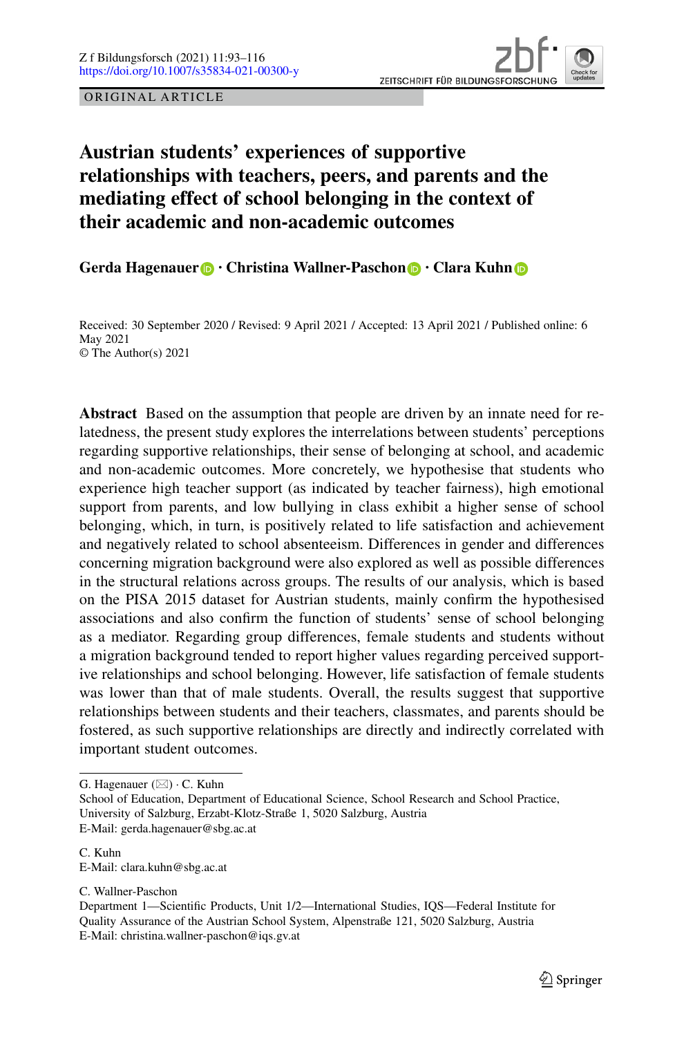ORIGINAL ARTICLE

# Austrian students' experiences of supportive relationships with teachers, peers, and parents and the mediating effect of school belonging in the context of their academic and non-academic outcomes

**Gerda Hagenauer · Christina Wallner-Paschon · Clara Kuhn**

Received: 30 September 2020 / Revised: 9 April 2021 / Accepted: 13 April 2021 / Published online: 6 May 2021
© The Author(s) 2021

**Abstract** Based on the assumption that people are driven by an innate need for relatedness, the present study explores the interrelations between students' perceptions regarding supportive relationships, their sense of belonging at school, and academic and non-academic outcomes. More concretely, we hypothesise that students who experience high teacher support (as indicated by teacher fairness), high emotional support from parents, and low bullying in class exhibit a higher sense of school belonging, which, in turn, is positively related to life satisfaction and achievement and negatively related to school absenteeism. Differences in gender and differences concerning migration background were also explored as well as possible differences in the structural relations across groups. The results of our analysis, which is based on the PISA 2015 dataset for Austrian students, mainly confirm the hypothesised associations and also confirm the function of students' sense of school belonging as a mediator. Regarding group differences, female students and students without a migration background tended to report higher values regarding perceived supportive relationships and school belonging. However, life satisfaction of female students was lower than that of male students. Overall, the results suggest that supportive relationships between students and their teachers, classmates, and parents should be fostered, as such supportive relationships are directly and indirectly correlated with important student outcomes.

---

G. Hagenauer (✉) · C. Kuhn
School of Education, Department of Educational Science, School Research and School Practice, University of Salzburg, Erzabt-Klotz-Straße 1, 5020 Salzburg, Austria
E-Mail: gerda.hagenauer@sbg.ac.at

C. Kuhn
E-Mail: clara.kuhn@sbg.ac.at

C. Wallner-Paschon
Department 1—Scientific Products, Unit 1/2—International Studies, IQS—Federal Institute for Quality Assurance of the Austrian School System, Alpenstraße 121, 5020 Salzburg, Austria
E-Mail: christina.wallner-paschon@iqs.gv.at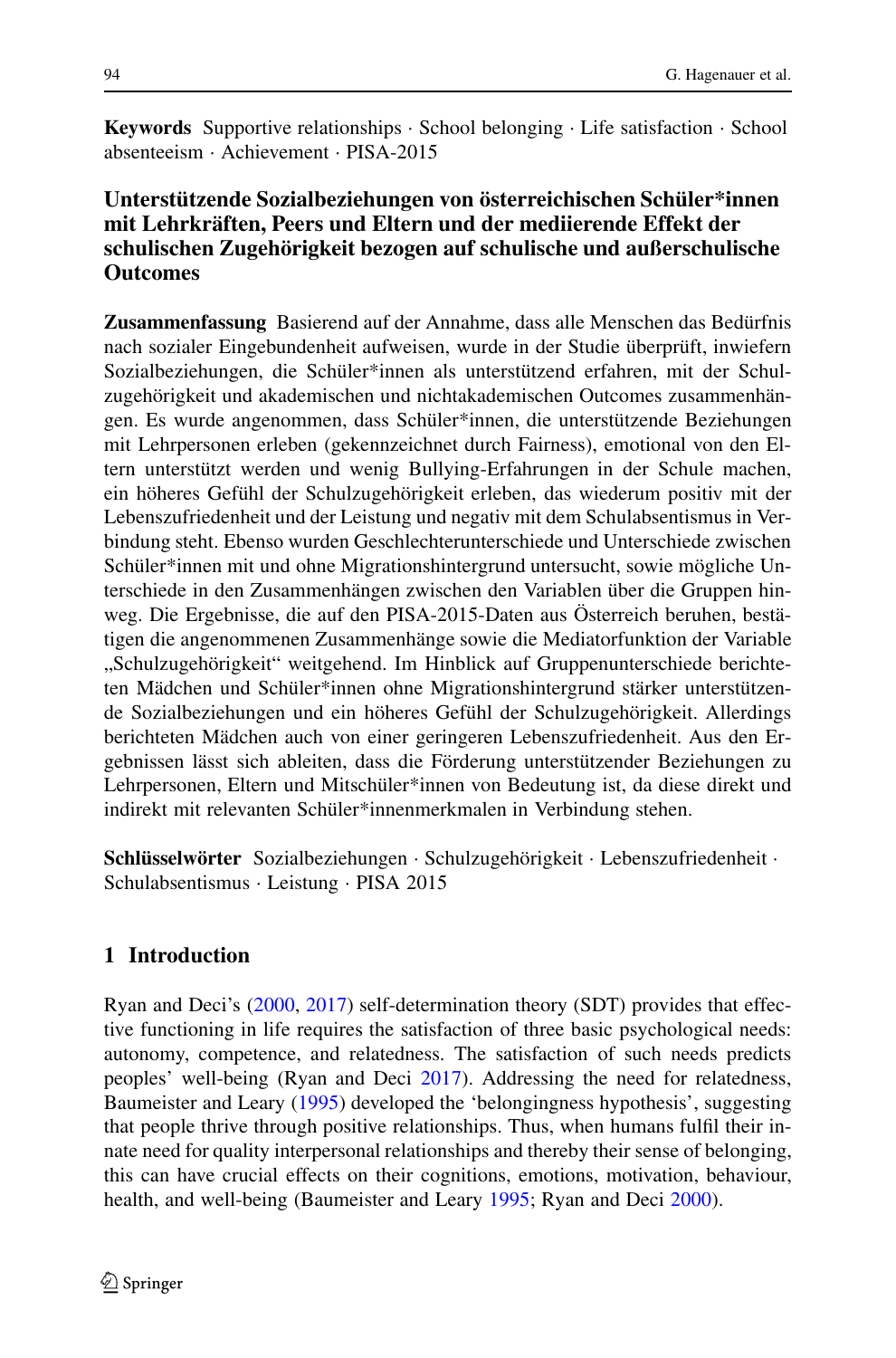**Keywords** Supportive relationships · School belonging · Life satisfaction · School absenteeism · Achievement · PISA-2015

## Unterstützende Sozialbeziehungen von österreichischen Schüler*innen mit Lehrkräften, Peers und Eltern und der mediierende Effekt der schulischen Zugehörigkeit bezogen auf schulische und außerschulische Outcomes

**Zusammenfassung** Basierend auf der Annahme, dass alle Menschen das Bedürfnis nach sozialer Eingebundenheit aufweisen, wurde in der Studie überprüft, inwiefern Sozialbeziehungen, die Schüler*innen als unterstützend erfahren, mit der Schulzugehörigkeit und akademischen und nichtakademischen Outcomes zusammenhängen. Es wurde angenommen, dass Schüler*innen, die unterstützende Beziehungen mit Lehrpersonen erleben (gekennzeichnet durch Fairness), emotional von den Eltern unterstützt werden und wenig Bullying-Erfahrungen in der Schule machen, ein höheres Gefühl der Schulzugehörigkeit erleben, das wiederum positiv mit der Lebenszufriedenheit und der Leistung und negativ mit dem Schulabsentismus in Verbindung steht. Ebenso wurden Geschlechterunterschiede und Unterschiede zwischen Schüler*innen mit und ohne Migrationshintergrund untersucht, sowie mögliche Unterschiede in den Zusammenhängen zwischen den Variablen über die Gruppen hinweg. Die Ergebnisse, die auf den PISA-2015-Daten aus Österreich beruhen, bestätigen die angenommenen Zusammenhänge sowie die Mediatorfunktion der Variable „Schulzugehörigkeit“ weitgehend. Im Hinblick auf Gruppenunterschiede berichteten Mädchen und Schüler*innen ohne Migrationshintergrund stärker unterstützende Sozialbeziehungen und ein höheres Gefühl der Schulzugehörigkeit. Allerdings berichteten Mädchen auch von einer geringeren Lebenszufriedenheit. Aus den Ergebnissen lässt sich ableiten, dass die Förderung unterstützender Beziehungen zu Lehrpersonen, Eltern und Mitschüler*innen von Bedeutung ist, da diese direkt und indirekt mit relevanten Schüler*innenmerkmalen in Verbindung stehen.

**Schlüsselwörter** Sozialbeziehungen · Schulzugehörigkeit · Lebenszufriedenheit · Schulabsentismus · Leistung · PISA 2015

## 1 Introduction

Ryan and Deci’s (2000, 2017) self-determination theory (SDT) provides that effective functioning in life requires the satisfaction of three basic psychological needs: autonomy, competence, and relatedness. The satisfaction of such needs predicts peoples’ well-being (Ryan and Deci 2017). Addressing the need for relatedness, Baumeister and Leary (1995) developed the ‘belongingness hypothesis’, suggesting that people thrive through positive relationships. Thus, when humans fulfil their innate need for quality interpersonal relationships and thereby their sense of belonging, this can have crucial effects on their cognitions, emotions, motivation, behaviour, health, and well-being (Baumeister and Leary 1995; Ryan and Deci 2000).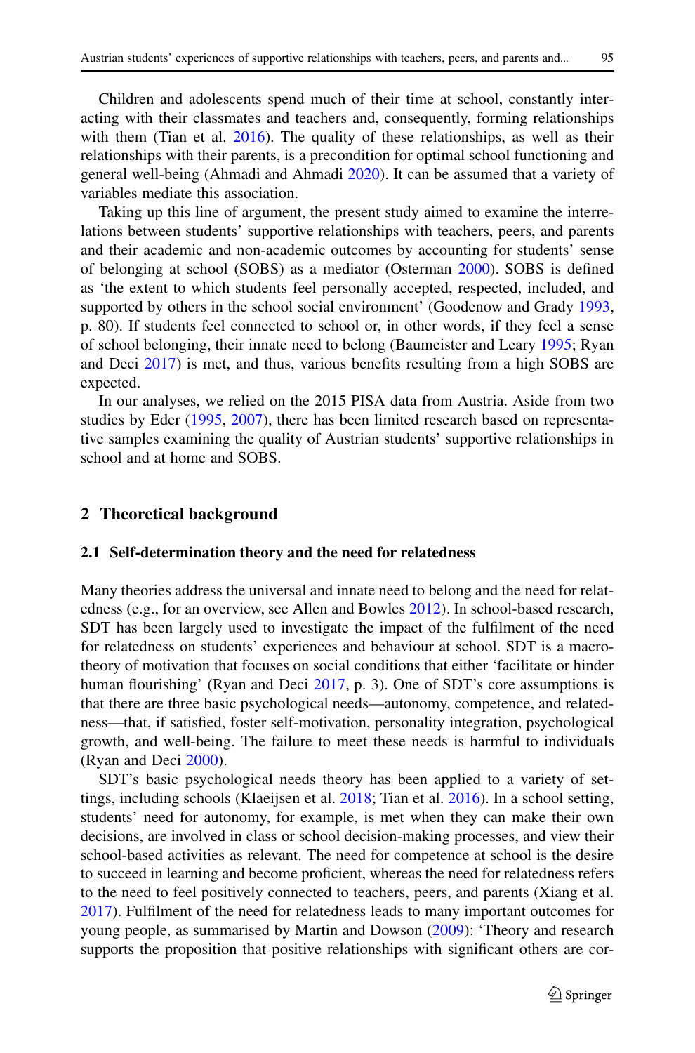Children and adolescents spend much of their time at school, constantly interacting with their classmates and teachers and, consequently, forming relationships with them (Tian et al. 2016). The quality of these relationships, as well as their relationships with their parents, is a precondition for optimal school functioning and general well-being (Ahmadi and Ahmadi 2020). It can be assumed that a variety of variables mediate this association.

Taking up this line of argument, the present study aimed to examine the interrelations between students' supportive relationships with teachers, peers, and parents and their academic and non-academic outcomes by accounting for students' sense of belonging at school (SOBS) as a mediator (Osterman 2000). SOBS is defined as 'the extent to which students feel personally accepted, respected, included, and supported by others in the school social environment' (Goodenow and Grady 1993, p. 80). If students feel connected to school or, in other words, if they feel a sense of school belonging, their innate need to belong (Baumeister and Leary 1995; Ryan and Deci 2017) is met, and thus, various benefits resulting from a high SOBS are expected.

In our analyses, we relied on the 2015 PISA data from Austria. Aside from two studies by Eder (1995, 2007), there has been limited research based on representative samples examining the quality of Austrian students' supportive relationships in school and at home and SOBS.

## 2 Theoretical background

### 2.1 Self-determination theory and the need for relatedness

Many theories address the universal and innate need to belong and the need for relatedness (e.g., for an overview, see Allen and Bowles 2012). In school-based research, SDT has been largely used to investigate the impact of the fulfilment of the need for relatedness on students' experiences and behaviour at school. SDT is a macro-theory of motivation that focuses on social conditions that either 'facilitate or hinder human flourishing' (Ryan and Deci 2017, p. 3). One of SDT's core assumptions is that there are three basic psychological needs—autonomy, competence, and relatedness—that, if satisfied, foster self-motivation, personality integration, psychological growth, and well-being. The failure to meet these needs is harmful to individuals (Ryan and Deci 2000).

SDT's basic psychological needs theory has been applied to a variety of settings, including schools (Klaeijsen et al. 2018; Tian et al. 2016). In a school setting, students' need for autonomy, for example, is met when they can make their own decisions, are involved in class or school decision-making processes, and view their school-based activities as relevant. The need for competence at school is the desire to succeed in learning and become proficient, whereas the need for relatedness refers to the need to feel positively connected to teachers, peers, and parents (Xiang et al. 2017). Fulfilment of the need for relatedness leads to many important outcomes for young people, as summarised by Martin and Dowson (2009): 'Theory and research supports the proposition that positive relationships with significant others are cor-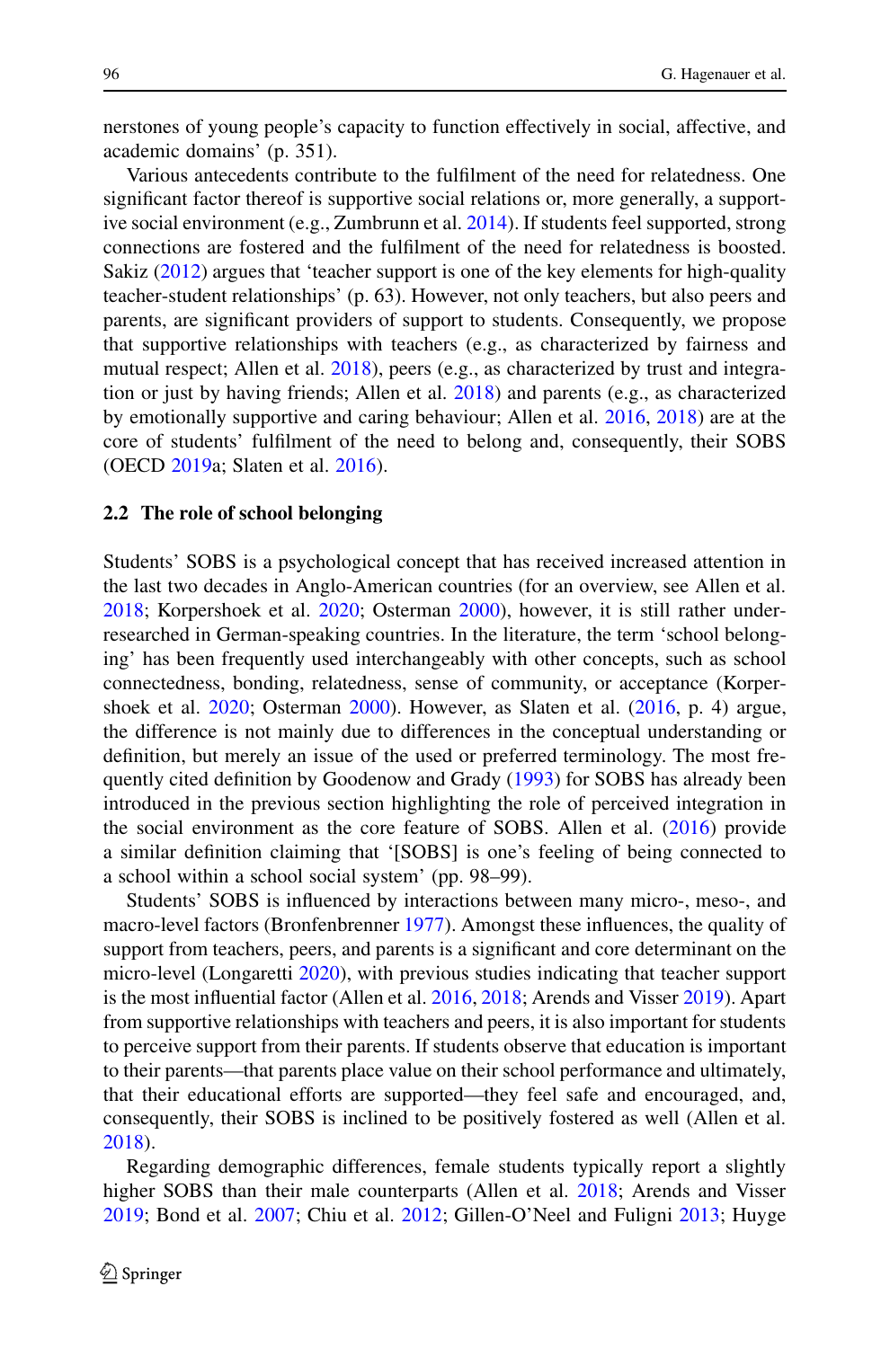nerstones of young people's capacity to function effectively in social, affective, and academic domains' (p. 351).

Various antecedents contribute to the fulfilment of the need for relatedness. One significant factor thereof is supportive social relations or, more generally, a supportive social environment (e.g., Zumbrunn et al. 2014). If students feel supported, strong connections are fostered and the fulfilment of the need for relatedness is boosted. Sakiz (2012) argues that 'teacher support is one of the key elements for high-quality teacher-student relationships' (p. 63). However, not only teachers, but also peers and parents, are significant providers of support to students. Consequently, we propose that supportive relationships with teachers (e.g., as characterized by fairness and mutual respect; Allen et al. 2018), peers (e.g., as characterized by trust and integration or just by having friends; Allen et al. 2018) and parents (e.g., as characterized by emotionally supportive and caring behaviour; Allen et al. 2016, 2018) are at the core of students' fulfilment of the need to belong and, consequently, their SOBS (OECD 2019a; Slaten et al. 2016).

## 2.2 The role of school belonging

Students' SOBS is a psychological concept that has received increased attention in the last two decades in Anglo-American countries (for an overview, see Allen et al. 2018; Korpershoek et al. 2020; Osterman 2000), however, it is still rather under-researched in German-speaking countries. In the literature, the term 'school belonging' has been frequently used interchangeably with other concepts, such as school connectedness, bonding, relatedness, sense of community, or acceptance (Korpershoek et al. 2020; Osterman 2000). However, as Slaten et al. (2016, p. 4) argue, the difference is not mainly due to differences in the conceptual understanding or definition, but merely an issue of the used or preferred terminology. The most frequently cited definition by Goodenow and Grady (1993) for SOBS has already been introduced in the previous section highlighting the role of perceived integration in the social environment as the core feature of SOBS. Allen et al. (2016) provide a similar definition claiming that '[SOBS] is one's feeling of being connected to a school within a school social system' (pp. 98–99).

Students' SOBS is influenced by interactions between many micro-, meso-, and macro-level factors (Bronfenbrenner 1977). Amongst these influences, the quality of support from teachers, peers, and parents is a significant and core determinant on the micro-level (Longaretti 2020), with previous studies indicating that teacher support is the most influential factor (Allen et al. 2016, 2018; Arends and Visser 2019). Apart from supportive relationships with teachers and peers, it is also important for students to perceive support from their parents. If students observe that education is important to their parents—that parents place value on their school performance and ultimately, that their educational efforts are supported—they feel safe and encouraged, and, consequently, their SOBS is inclined to be positively fostered as well (Allen et al. 2018).

Regarding demographic differences, female students typically report a slightly higher SOBS than their male counterparts (Allen et al. 2018; Arends and Visser 2019; Bond et al. 2007; Chiu et al. 2012; Gillen-O'Neel and Fuligni 2013; Huyge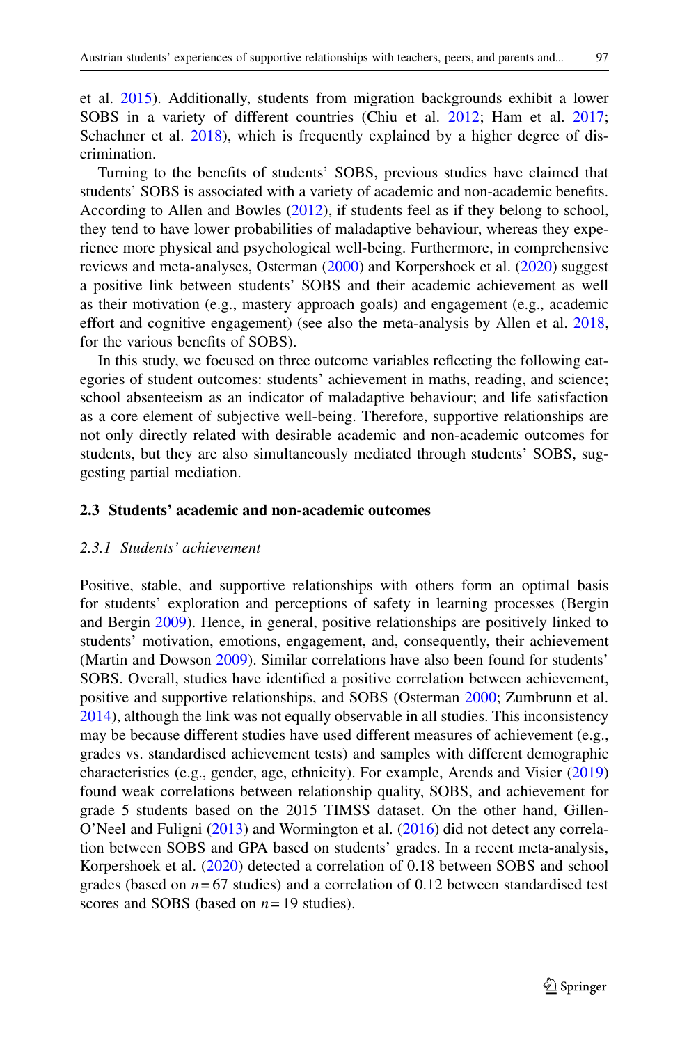et al. 2015). Additionally, students from migration backgrounds exhibit a lower SOBS in a variety of different countries (Chiu et al. 2012; Ham et al. 2017; Schachner et al. 2018), which is frequently explained by a higher degree of discrimination.

Turning to the benefits of students' SOBS, previous studies have claimed that students' SOBS is associated with a variety of academic and non-academic benefits. According to Allen and Bowles (2012), if students feel as if they belong to school, they tend to have lower probabilities of maladaptive behaviour, whereas they experience more physical and psychological well-being. Furthermore, in comprehensive reviews and meta-analyses, Osterman (2000) and Korpershoek et al. (2020) suggest a positive link between students' SOBS and their academic achievement as well as their motivation (e.g., mastery approach goals) and engagement (e.g., academic effort and cognitive engagement) (see also the meta-analysis by Allen et al. 2018, for the various benefits of SOBS).

In this study, we focused on three outcome variables reflecting the following categories of student outcomes: students' achievement in maths, reading, and science; school absenteeism as an indicator of maladaptive behaviour; and life satisfaction as a core element of subjective well-being. Therefore, supportive relationships are not only directly related with desirable academic and non-academic outcomes for students, but they are also simultaneously mediated through students' SOBS, suggesting partial mediation.

### 2.3 Students' academic and non-academic outcomes

#### *2.3.1 Students' achievement*

Positive, stable, and supportive relationships with others form an optimal basis for students' exploration and perceptions of safety in learning processes (Bergin and Bergin 2009). Hence, in general, positive relationships are positively linked to students' motivation, emotions, engagement, and, consequently, their achievement (Martin and Dowson 2009). Similar correlations have also been found for students' SOBS. Overall, studies have identified a positive correlation between achievement, positive and supportive relationships, and SOBS (Osterman 2000; Zumbrunn et al. 2014), although the link was not equally observable in all studies. This inconsistency may be because different studies have used different measures of achievement (e.g., grades vs. standardised achievement tests) and samples with different demographic characteristics (e.g., gender, age, ethnicity). For example, Arends and Visier (2019) found weak correlations between relationship quality, SOBS, and achievement for grade 5 students based on the 2015 TIMSS dataset. On the other hand, Gillen-O'Neel and Fuligni (2013) and Wormington et al. (2016) did not detect any correlation between SOBS and GPA based on students' grades. In a recent meta-analysis, Korpershoek et al. (2020) detected a correlation of 0.18 between SOBS and school grades (based on $n = 67$ studies) and a correlation of 0.12 between standardised test scores and SOBS (based on $n = 19$ studies).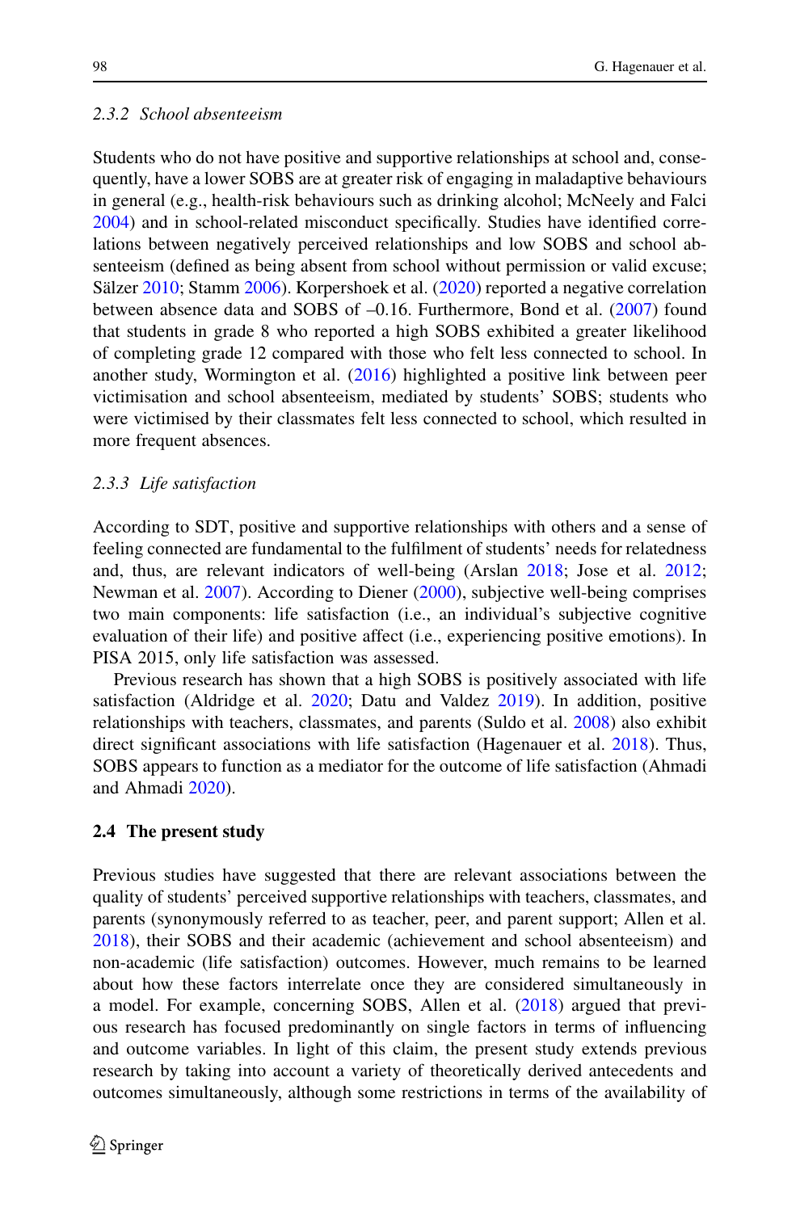### 2.3.2 *School absenteeism*

Students who do not have positive and supportive relationships at school and, consequently, have a lower SOBS are at greater risk of engaging in maladaptive behaviours in general (e.g., health-risk behaviours such as drinking alcohol; McNeely and Falci 2004) and in school-related misconduct specifically. Studies have identified correlations between negatively perceived relationships and low SOBS and school absenteeism (defined as being absent from school without permission or valid excuse; Sälzer 2010; Stamm 2006). Korpershoek et al. (2020) reported a negative correlation between absence data and SOBS of –0.16. Furthermore, Bond et al. (2007) found that students in grade 8 who reported a high SOBS exhibited a greater likelihood of completing grade 12 compared with those who felt less connected to school. In another study, Wormington et al. (2016) highlighted a positive link between peer victimisation and school absenteeism, mediated by students' SOBS; students who were victimised by their classmates felt less connected to school, which resulted in more frequent absences.

### 2.3.3 *Life satisfaction*

According to SDT, positive and supportive relationships with others and a sense of feeling connected are fundamental to the fulfilment of students' needs for relatedness and, thus, are relevant indicators of well-being (Arslan 2018; Jose et al. 2012; Newman et al. 2007). According to Diener (2000), subjective well-being comprises two main components: life satisfaction (i.e., an individual's subjective cognitive evaluation of their life) and positive affect (i.e., experiencing positive emotions). In PISA 2015, only life satisfaction was assessed.

Previous research has shown that a high SOBS is positively associated with life satisfaction (Aldridge et al. 2020; Datu and Valdez 2019). In addition, positive relationships with teachers, classmates, and parents (Suldo et al. 2008) also exhibit direct significant associations with life satisfaction (Hagenauer et al. 2018). Thus, SOBS appears to function as a mediator for the outcome of life satisfaction (Ahmadi and Ahmadi 2020).

## 2.4 The present study

Previous studies have suggested that there are relevant associations between the quality of students' perceived supportive relationships with teachers, classmates, and parents (synonymously referred to as teacher, peer, and parent support; Allen et al. 2018), their SOBS and their academic (achievement and school absenteeism) and non-academic (life satisfaction) outcomes. However, much remains to be learned about how these factors interrelate once they are considered simultaneously in a model. For example, concerning SOBS, Allen et al. (2018) argued that previous research has focused predominantly on single factors in terms of influencing and outcome variables. In light of this claim, the present study extends previous research by taking into account a variety of theoretically derived antecedents and outcomes simultaneously, although some restrictions in terms of the availability of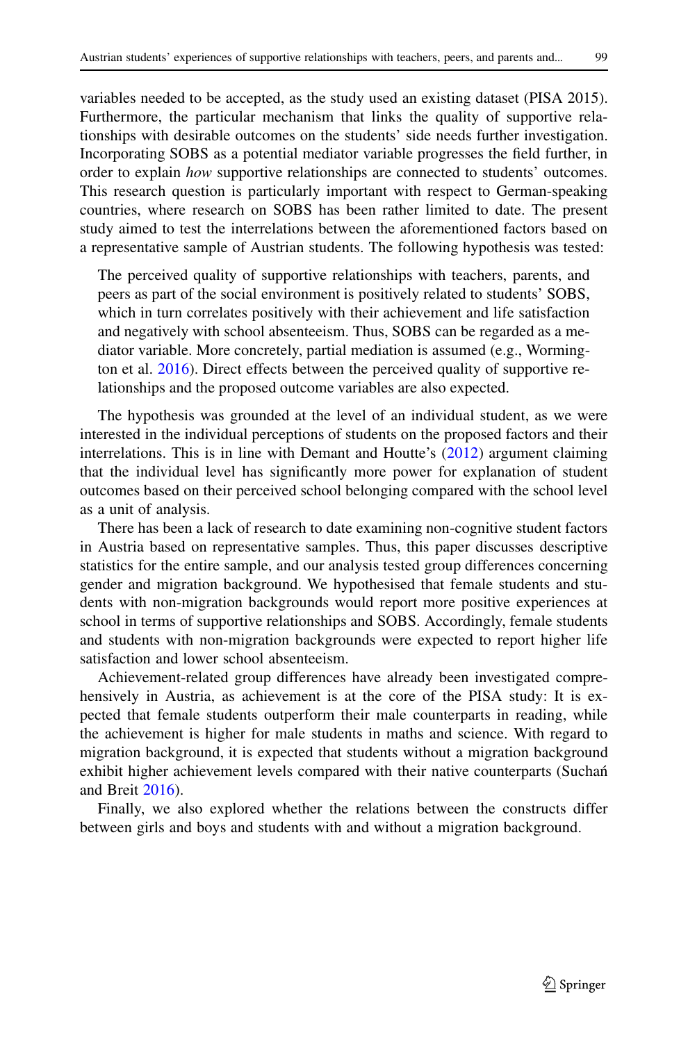variables needed to be accepted, as the study used an existing dataset (PISA 2015). Furthermore, the particular mechanism that links the quality of supportive relationships with desirable outcomes on the students' side needs further investigation. Incorporating SOBS as a potential mediator variable progresses the field further, in order to explain *how* supportive relationships are connected to students' outcomes. This research question is particularly important with respect to German-speaking countries, where research on SOBS has been rather limited to date. The present study aimed to test the interrelations between the aforementioned factors based on a representative sample of Austrian students. The following hypothesis was tested:

> The perceived quality of supportive relationships with teachers, parents, and peers as part of the social environment is positively related to students' SOBS, which in turn correlates positively with their achievement and life satisfaction and negatively with school absenteeism. Thus, SOBS can be regarded as a mediator variable. More concretely, partial mediation is assumed (e.g., Wormington et al. 2016). Direct effects between the perceived quality of supportive relationships and the proposed outcome variables are also expected.

The hypothesis was grounded at the level of an individual student, as we were interested in the individual perceptions of students on the proposed factors and their interrelations. This is in line with Demant and Houtte's (2012) argument claiming that the individual level has significantly more power for explanation of student outcomes based on their perceived school belonging compared with the school level as a unit of analysis.

There has been a lack of research to date examining non-cognitive student factors in Austria based on representative samples. Thus, this paper discusses descriptive statistics for the entire sample, and our analysis tested group differences concerning gender and migration background. We hypothesised that female students and students with non-migration backgrounds would report more positive experiences at school in terms of supportive relationships and SOBS. Accordingly, female students and students with non-migration backgrounds were expected to report higher life satisfaction and lower school absenteeism.

Achievement-related group differences have already been investigated comprehensively in Austria, as achievement is at the core of the PISA study: It is expected that female students outperform their male counterparts in reading, while the achievement is higher for male students in maths and science. With regard to migration background, it is expected that students without a migration background exhibit higher achievement levels compared with their native counterparts (Suchań and Breit 2016).

Finally, we also explored whether the relations between the constructs differ between girls and boys and students with and without a migration background.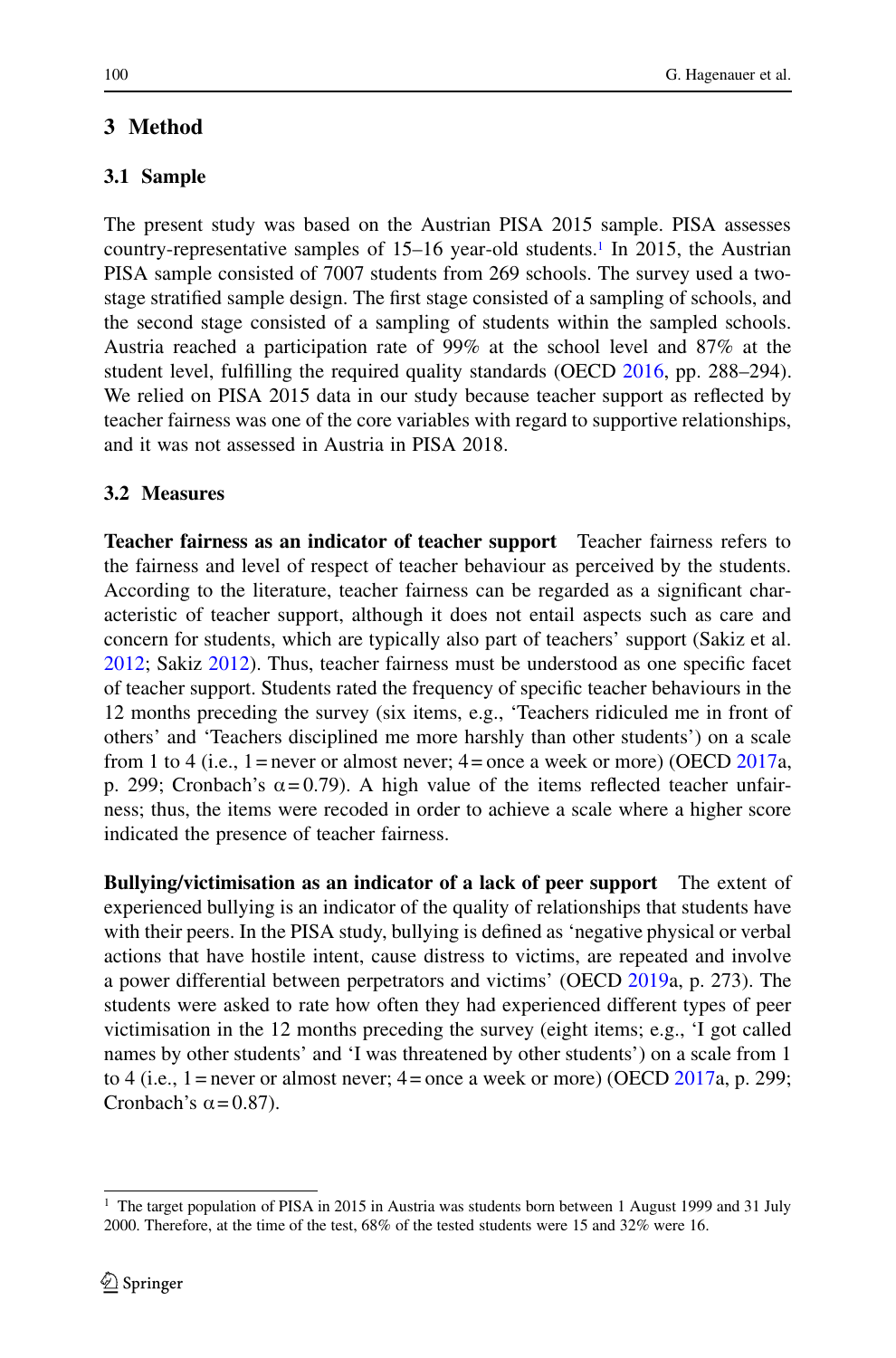## 3 Method

### 3.1 Sample

The present study was based on the Austrian PISA 2015 sample. PISA assesses country-representative samples of 15–16 year-old students.[1] In 2015, the Austrian PISA sample consisted of 7007 students from 269 schools. The survey used a two-stage stratified sample design. The first stage consisted of a sampling of schools, and the second stage consisted of a sampling of students within the sampled schools. Austria reached a participation rate of 99% at the school level and 87% at the student level, fulfilling the required quality standards (OECD 2016, pp. 288–294). We relied on PISA 2015 data in our study because teacher support as reflected by teacher fairness was one of the core variables with regard to supportive relationships, and it was not assessed in Austria in PISA 2018.

### 3.2 Measures

**Teacher fairness as an indicator of teacher support** Teacher fairness refers to the fairness and level of respect of teacher behaviour as perceived by the students. According to the literature, teacher fairness can be regarded as a significant characteristic of teacher support, although it does not entail aspects such as care and concern for students, which are typically also part of teachers' support (Sakiz et al. 2012; Sakiz 2012). Thus, teacher fairness must be understood as one specific facet of teacher support. Students rated the frequency of specific teacher behaviours in the 12 months preceding the survey (six items, e.g., 'Teachers ridiculed me in front of others' and 'Teachers disciplined me more harshly than other students') on a scale from 1 to 4 (i.e., 1 = never or almost never; 4 = once a week or more) (OECD 2017a, p. 299; Cronbach's $\alpha = 0.79$). A high value of the items reflected teacher unfairness; thus, the items were recoded in order to achieve a scale where a higher score indicated the presence of teacher fairness.

**Bullying/victimisation as an indicator of a lack of peer support** The extent of experienced bullying is an indicator of the quality of relationships that students have with their peers. In the PISA study, bullying is defined as 'negative physical or verbal actions that have hostile intent, cause distress to victims, are repeated and involve a power differential between perpetrators and victims' (OECD 2019a, p. 273). The students were asked to rate how often they had experienced different types of peer victimisation in the 12 months preceding the survey (eight items; e.g., 'I got called names by other students' and 'I was threatened by other students') on a scale from 1 to 4 (i.e., 1 = never or almost never; 4 = once a week or more) (OECD 2017a, p. 299; Cronbach's $\alpha = 0.87$).

[1] The target population of PISA in 2015 in Austria was students born between 1 August 1999 and 31 July 2000. Therefore, at the time of the test, 68% of the tested students were 15 and 32% were 16.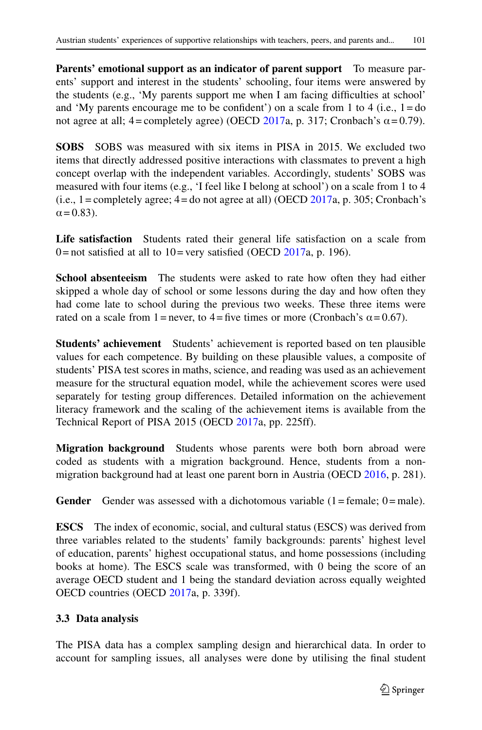**Parents' emotional support as an indicator of parent support** To measure parents' support and interest in the students' schooling, four items were answered by the students (e.g., 'My parents support me when I am facing difficulties at school' and 'My parents encourage me to be confident') on a scale from 1 to 4 (i.e., 1 = do not agree at all; 4 = completely agree) (OECD 2017a, p. 317; Cronbach's α = 0.79).

**SOBS** SOBS was measured with six items in PISA in 2015. We excluded two items that directly addressed positive interactions with classmates to prevent a high concept overlap with the independent variables. Accordingly, students' SOBS was measured with four items (e.g., 'I feel like I belong at school') on a scale from 1 to 4 (i.e., 1 = completely agree; 4 = do not agree at all) (OECD 2017a, p. 305; Cronbach's α = 0.83).

**Life satisfaction** Students rated their general life satisfaction on a scale from 0 = not satisfied at all to 10 = very satisfied (OECD 2017a, p. 196).

**School absenteeism** The students were asked to rate how often they had either skipped a whole day of school or some lessons during the day and how often they had come late to school during the previous two weeks. These three items were rated on a scale from 1 = never, to 4 = five times or more (Cronbach's α = 0.67).

**Students' achievement** Students' achievement is reported based on ten plausible values for each competence. By building on these plausible values, a composite of students' PISA test scores in maths, science, and reading was used as an achievement measure for the structural equation model, while the achievement scores were used separately for testing group differences. Detailed information on the achievement literacy framework and the scaling of the achievement items is available from the Technical Report of PISA 2015 (OECD 2017a, pp. 225ff).

**Migration background** Students whose parents were both born abroad were coded as students with a migration background. Hence, students from a non-migration background had at least one parent born in Austria (OECD 2016, p. 281).

**Gender** Gender was assessed with a dichotomous variable (1 = female; 0 = male).

**ESCS** The index of economic, social, and cultural status (ESCS) was derived from three variables related to the students' family backgrounds: parents' highest level of education, parents' highest occupational status, and home possessions (including books at home). The ESCS scale was transformed, with 0 being the score of an average OECD student and 1 being the standard deviation across equally weighted OECD countries (OECD 2017a, p. 339f).

### 3.3 Data analysis

The PISA data has a complex sampling design and hierarchical data. In order to account for sampling issues, all analyses were done by utilising the final student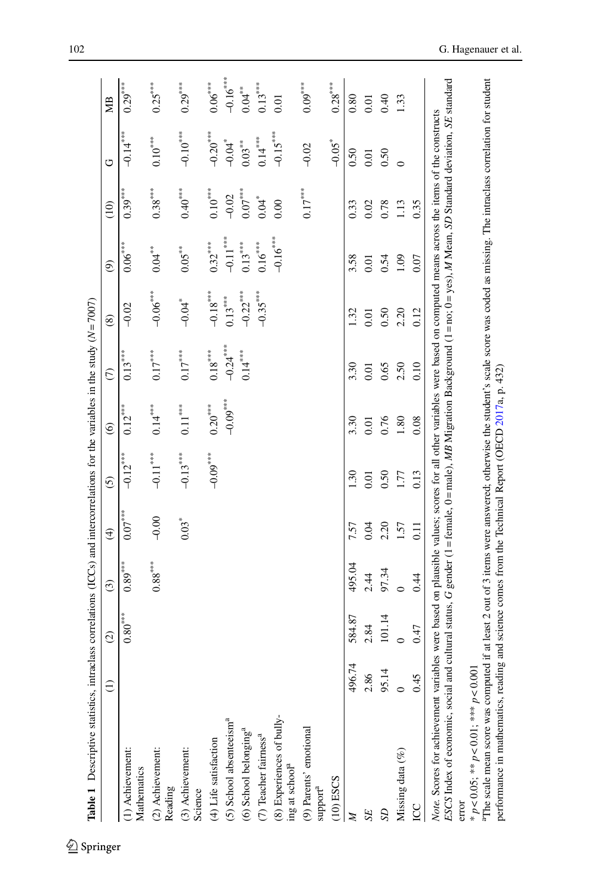**Table 1** Descriptive statistics, intraclass correlations (ICCs) and intercorrelations for the variables in the study ($N = 7007$)

| | (1) | (2) | (3) | (4) | (5) | (6) | (7) | (8) | (9) | (10) | G | MB |
|---|---|---|---|---|---|---|---|---|---|---|---|---|
| (1) Achievement: Mathematics | | $0.80^{***}$ | $0.89^{***}$ | $0.07^{***}$ | $-0.12^{***}$ | $0.12^{***}$ | $0.13^{***}$ | $-0.02$ | $0.06^{***}$ | $0.39^{***}$ | $-0.14^{***}$ | $0.29^{***}$ |
| (2) Achievement: Reading | | | $0.88^{***}$ | $-0.00$ | $-0.11^{***}$ | $0.14^{***}$ | $0.17^{***}$ | $-0.06^{***}$ | $0.04^{**}$ | $0.38^{***}$ | $0.10^{***}$ | $0.25^{***}$ |
| (3) Achievement: Science | | | | $0.03^{*}$ | $-0.13^{***}$ | $0.11^{***}$ | $0.17^{***}$ | $-0.04^{*}$ | $0.05^{**}$ | $0.40^{***}$ | $-0.10^{***}$ | $0.29^{***}$ |
| (4) Life satisfaction | | | | | $-0.09^{***}$ | $0.20^{***}$ | $0.18^{***}$ | $-0.18^{***}$ | $0.32^{***}$ | $0.10^{***}$ | $-0.20^{***}$ | $0.06^{***}$ |
| (5) School absenteeism[a] | | | | | | $-0.09^{***}$ | $-0.24^{***}$ | $0.13^{***}$ | $-0.11^{***}$ | $-0.02$ | $-0.04^{*}$ | $-0.16^{***}$ |
| (6) School belonging[a] | | | | | | | $0.14^{***}$ | $-0.22^{***}$ | $0.13^{***}$ | $0.07^{***}$ | $0.03^{**}$ | $0.04^{**}$ |
| (7) Teacher fairness[a] | | | | | | | | $-0.35^{***}$ | $0.16^{***}$ | $0.04^{*}$ | $0.14^{***}$ | $0.13^{***}$ |
| (8) Experiences of bullying at school[a] | | | | | | | | | $-0.16^{***}$ | $0.00$ | $-0.15^{***}$ | $0.01$ |
| (9) Parents' emotional support[a] | | | | | | | | | | $0.17^{***}$ | $-0.02$ | $0.09^{***}$ |
| (10) ESCS | | | | | | | | | | | $-0.05^{*}$ | $0.28^{***}$ |
| *M* | 496.74 | 584.87 | 495.04 | 7.57 | 1.30 | 3.30 | 3.30 | 1.32 | 3.58 | 0.33 | 0.50 | 0.80 |
| *SE* | 2.86 | 2.84 | 2.44 | 0.04 | 0.01 | 0.01 | 0.01 | 0.01 | 0.01 | 0.02 | 0.01 | 0.01 |
| *SD* | 95.14 | 101.14 | 97.34 | 2.20 | 0.50 | 0.76 | 0.65 | 0.50 | 0.54 | 0.78 | 0.50 | 0.40 |
| Missing data (%) | 0 | 0 | 0 | 1.57 | 1.77 | 1.80 | 2.50 | 2.20 | 1.09 | 1.13 | 0 | 1.33 |
| ICC | 0.45 | 0.47 | 0.44 | 0.11 | 0.13 | 0.08 | 0.10 | 0.12 | 0.07 | 0.35 | | |

*Note.* Scores for achievement variables were based on plausible values; scores for all other variables were based on computed means across the items of the constructs

*ESCS* Index of economic, social and cultural status, *G* gender (1 = female, 0 = male), *MB* Migration Background (1 = no; 0 = yes), *M* Mean, *SD* Standard deviation, *SE* standard error

\* $p < 0.05$; \*\* $p < 0.01$; \*\*\* $p < 0.001$

[a]The scale mean score was computed if at least 2 out of 3 items were answered; otherwise the student's scale score was coded as missing. The intraclass correlation for student performance in mathematics, reading and science comes from the Technical Report (OECD 2017a, p. 432)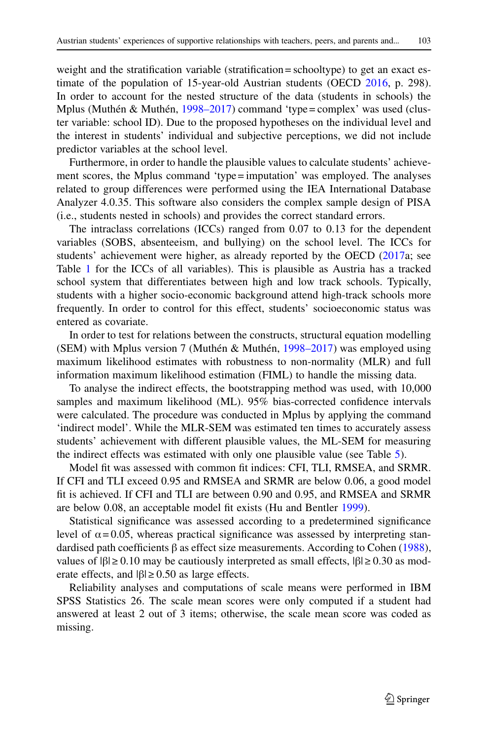weight and the stratification variable (stratification = schooltype) to get an exact estimate of the population of 15-year-old Austrian students (OECD 2016, p. 298). In order to account for the nested structure of the data (students in schools) the Mplus (Muthén & Muthén, 1998–2017) command 'type = complex' was used (cluster variable: school ID). Due to the proposed hypotheses on the individual level and the interest in students' individual and subjective perceptions, we did not include predictor variables at the school level.

Furthermore, in order to handle the plausible values to calculate students' achievement scores, the Mplus command 'type = imputation' was employed. The analyses related to group differences were performed using the IEA International Database Analyzer 4.0.35. This software also considers the complex sample design of PISA (i.e., students nested in schools) and provides the correct standard errors.

The intraclass correlations (ICCs) ranged from 0.07 to 0.13 for the dependent variables (SOBS, absenteeism, and bullying) on the school level. The ICCs for students' achievement were higher, as already reported by the OECD (2017a; see Table 1 for the ICCs of all variables). This is plausible as Austria has a tracked school system that differentiates between high and low track schools. Typically, students with a higher socio-economic background attend high-track schools more frequently. In order to control for this effect, students' socioeconomic status was entered as covariate.

In order to test for relations between the constructs, structural equation modelling (SEM) with Mplus version 7 (Muthén & Muthén, 1998–2017) was employed using maximum likelihood estimates with robustness to non-normality (MLR) and full information maximum likelihood estimation (FIML) to handle the missing data.

To analyse the indirect effects, the bootstrapping method was used, with 10,000 samples and maximum likelihood (ML). 95% bias-corrected confidence intervals were calculated. The procedure was conducted in Mplus by applying the command 'indirect model'. While the MLR-SEM was estimated ten times to accurately assess students' achievement with different plausible values, the ML-SEM for measuring the indirect effects was estimated with only one plausible value (see Table 5).

Model fit was assessed with common fit indices: CFI, TLI, RMSEA, and SRMR. If CFI and TLI exceed 0.95 and RMSEA and SRMR are below 0.06, a good model fit is achieved. If CFI and TLI are between 0.90 and 0.95, and RMSEA and SRMR are below 0.08, an acceptable model fit exists (Hu and Bentler 1999).

Statistical significance was assessed according to a predetermined significance level of $\alpha = 0.05$, whereas practical significance was assessed by interpreting standardised path coefficients $\beta$ as effect size measurements. According to Cohen (1988), values of $|\beta| \geq 0.10$ may be cautiously interpreted as small effects, $|\beta| \geq 0.30$ as moderate effects, and $|\beta| \geq 0.50$ as large effects.

Reliability analyses and computations of scale means were performed in IBM SPSS Statistics 26. The scale mean scores were only computed if a student had answered at least 2 out of 3 items; otherwise, the scale mean score was coded as missing.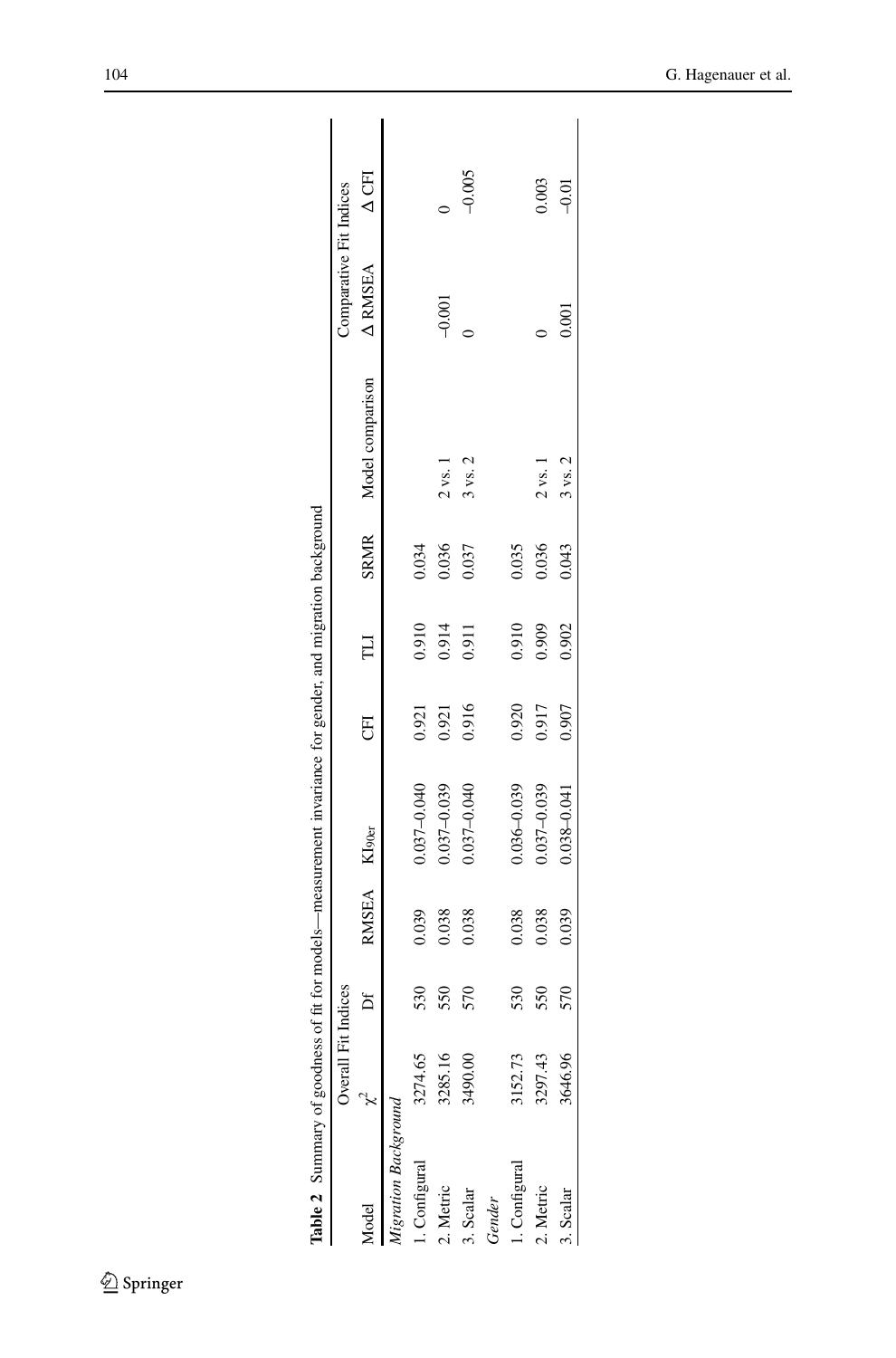**Table 2** Summary of goodness of fit for models—measurement invariance for gender, and migration background

| Model | Overall Fit Indices | | | | | | | | Comparative Fit Indices | |
|---|---|---|---|---|---|---|---|---|---|---|
| | $\chi^2$ | Df | RMSEA | $KI_{90er}$ | CFI | TLI | SRMR | Model comparison | Δ RMSEA | Δ CFI |
| *Migration Background* | | | | | | | | | | |
| 1. Configural | 3274.65 | 530 | 0.039 | 0.037–0.040 | 0.921 | 0.910 | 0.034 | | | |
| 2. Metric | 3285.16 | 550 | 0.038 | 0.037–0.039 | 0.921 | 0.914 | 0.036 | 2 vs. 1 | −0.001 | 0 |
| 3. Scalar | 3490.00 | 570 | 0.038 | 0.037–0.040 | 0.916 | 0.911 | 0.037 | 3 vs. 2 | 0 | −0.005 |
| *Gender* | | | | | | | | | | |
| 1. Configural | 3152.73 | 530 | 0.038 | 0.036–0.039 | 0.920 | 0.910 | 0.035 | | | |
| 2. Metric | 3297.43 | 550 | 0.038 | 0.037–0.039 | 0.917 | 0.909 | 0.036 | 2 vs. 1 | 0 | 0.003 |
| 3. Scalar | 3646.96 | 570 | 0.039 | 0.038–0.041 | 0.907 | 0.902 | 0.043 | 3 vs. 2 | 0.001 | −0.01 |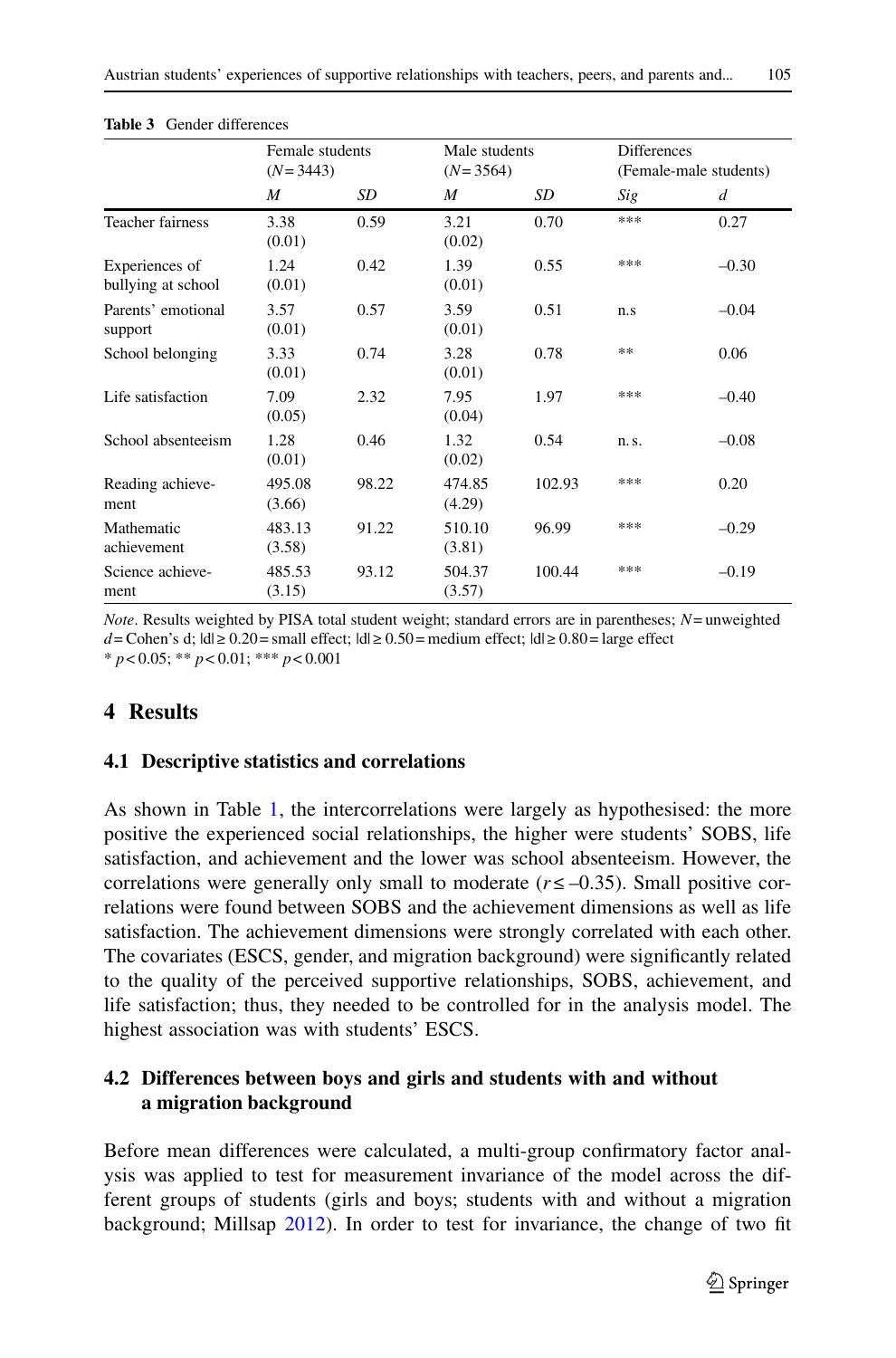**Table 3** Gender differences

| | Female students ($N = 3443$) | | Male students ($N = 3564$) | | Differences (Female-male students) | |
|---|---|---|---|---|---|---|
| | *M* | *SD* | *M* | *SD* | *Sig* | *d* |
| Teacher fairness | 3.38 (0.01) | 0.59 | 3.21 (0.02) | 0.70 | *** | 0.27 |
| Experiences of bullying at school | 1.24 (0.01) | 0.42 | 1.39 (0.01) | 0.55 | *** | –0.30 |
| Parents' emotional support | 3.57 (0.01) | 0.57 | 3.59 (0.01) | 0.51 | n.s | –0.04 |
| School belonging | 3.33 (0.01) | 0.74 | 3.28 (0.01) | 0.78 | ** | 0.06 |
| Life satisfaction | 7.09 (0.05) | 2.32 | 7.95 (0.04) | 1.97 | *** | –0.40 |
| School absenteeism | 1.28 (0.01) | 0.46 | 1.32 (0.02) | 0.54 | n. s. | –0.08 |
| Reading achievement | 495.08 (3.66) | 98.22 | 474.85 (4.29) | 102.93 | *** | 0.20 |
| Mathematic achievement | 483.13 (3.58) | 91.22 | 510.10 (3.81) | 96.99 | *** | –0.29 |
| Science achievement | 485.53 (3.15) | 93.12 | 504.37 (3.57) | 100.44 | *** | –0.19 |

*Note*. Results weighted by PISA total student weight; standard errors are in parentheses; $N$ = unweighted $d$ = Cohen's d; $|d| \geq 0.20$ = small effect; $|d| \geq 0.50$ = medium effect; $|d| \geq 0.80$ = large effect
* $p < 0.05$; ** $p < 0.01$; *** $p < 0.001$

## 4 Results

### 4.1 Descriptive statistics and correlations

As shown in Table 1, the intercorrelations were largely as hypothesised: the more positive the experienced social relationships, the higher were students' SOBS, life satisfaction, and achievement and the lower was school absenteeism. However, the correlations were generally only small to moderate ($r \leq -0.35$). Small positive correlations were found between SOBS and the achievement dimensions as well as life satisfaction. The achievement dimensions were strongly correlated with each other. The covariates (ESCS, gender, and migration background) were significantly related to the quality of the perceived supportive relationships, SOBS, achievement, and life satisfaction; thus, they needed to be controlled for in the analysis model. The highest association was with students' ESCS.

### 4.2 Differences between boys and girls and students with and without a migration background

Before mean differences were calculated, a multi-group confirmatory factor analysis was applied to test for measurement invariance of the model across the different groups of students (girls and boys; students with and without a migration background; Millsap 2012). In order to test for invariance, the change of two fit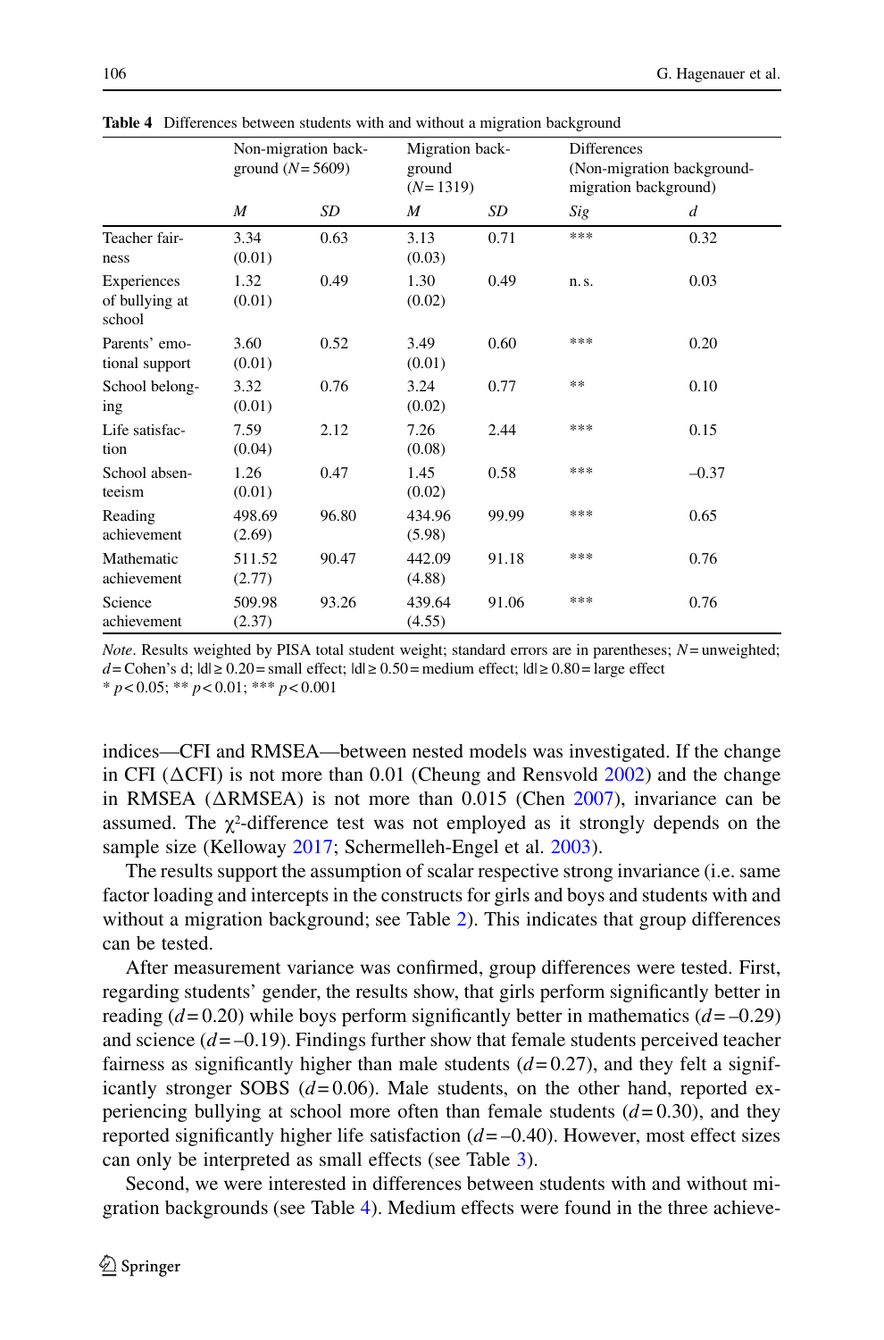**Table 4** Differences between students with and without a migration background

| | Non-migration background ($N$=5609) | | Migration background ($N$=1319) | | Differences (Non-migration background-migration background) | |
|---|---|---|---|---|---|---|
| | *M* | *SD* | *M* | *SD* | *Sig* | *d* |
| Teacher fairness | 3.34 (0.01) | 0.63 | 3.13 (0.03) | 0.71 | *** | 0.32 |
| Experiences of bullying at school | 1.32 (0.01) | 0.49 | 1.30 (0.02) | 0.49 | n. s. | 0.03 |
| Parents' emotional support | 3.60 (0.01) | 0.52 | 3.49 (0.01) | 0.60 | *** | 0.20 |
| School belonging | 3.32 (0.01) | 0.76 | 3.24 (0.02) | 0.77 | ** | 0.10 |
| Life satisfaction | 7.59 (0.04) | 2.12 | 7.26 (0.08) | 2.44 | *** | 0.15 |
| School absenteeism | 1.26 (0.01) | 0.47 | 1.45 (0.02) | 0.58 | *** | –0.37 |
| Reading achievement | 498.69 (2.69) | 96.80 | 434.96 (5.98) | 99.99 | *** | 0.65 |
| Mathematic achievement | 511.52 (2.77) | 90.47 | 442.09 (4.88) | 91.18 | *** | 0.76 |
| Science achievement | 509.98 (2.37) | 93.26 | 439.64 (4.55) | 91.06 | *** | 0.76 |

*Note*. Results weighted by PISA total student weight; standard errors are in parentheses; $N$=unweighted; $d$=Cohen's d; $|d| \geq 0.20$=small effect; $|d| \geq 0.50$=medium effect; $|d| \geq 0.80$=large effect
* $p<0.05$; ** $p<0.01$; *** $p<0.001$

indices—CFI and RMSEA—between nested models was investigated. If the change in CFI (ΔCFI) is not more than 0.01 (Cheung and Rensvold 2002) and the change in RMSEA (ΔRMSEA) is not more than 0.015 (Chen 2007), invariance can be assumed. The $\chi^2$-difference test was not employed as it strongly depends on the sample size (Kelloway 2017; Schermelleh-Engel et al. 2003).

The results support the assumption of scalar respective strong invariance (i.e. same factor loading and intercepts in the constructs for girls and boys and students with and without a migration background; see Table 2). This indicates that group differences can be tested.

After measurement variance was confirmed, group differences were tested. First, regarding students' gender, the results show, that girls perform significantly better in reading ($d$=0.20) while boys perform significantly better in mathematics ($d$=–0.29) and science ($d$=–0.19). Findings further show that female students perceived teacher fairness as significantly higher than male students ($d$=0.27), and they felt a significantly stronger SOBS ($d$=0.06). Male students, on the other hand, reported experiencing bullying at school more often than female students ($d$=0.30), and they reported significantly higher life satisfaction ($d$=–0.40). However, most effect sizes can only be interpreted as small effects (see Table 3).

Second, we were interested in differences between students with and without migration backgrounds (see Table 4). Medium effects were found in the three achieve-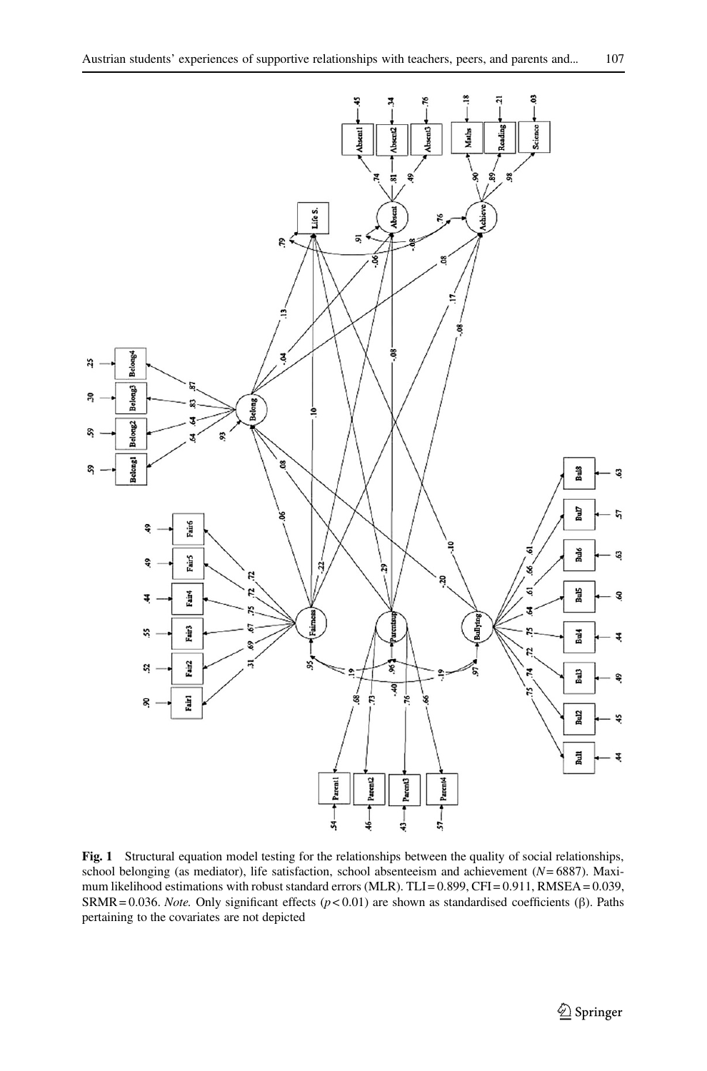**Fig. 1** Structural equation model testing for the relationships between the quality of social relationships, school belonging (as mediator), life satisfaction, school absenteeism and achievement ($N = 6887$). Maximum likelihood estimations with robust standard errors (MLR). TLI = 0.899, CFI = 0.911, RMSEA = 0.039, SRMR = 0.036. *Note.* Only significant effects ($p < 0.01$) are shown as standardised coefficients (β). Paths pertaining to the covariates are not depicted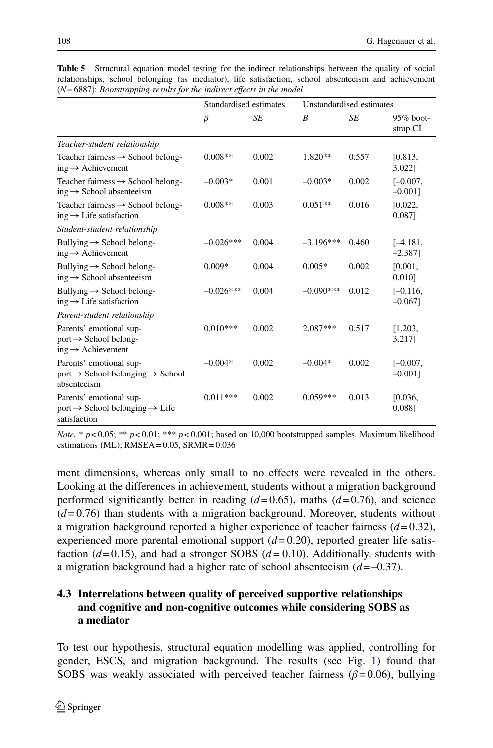**Table 5** Structural equation model testing for the indirect relationships between the quality of social relationships, school belonging (as mediator), life satisfaction, school absenteeism and achievement ($N = 6887$): *Bootstrapping results for the indirect effects in the model*

| | Standardised estimates | | Unstandardised estimates | | |
|---|---|---|---|---|---|
| | $\beta$ | *SE* | *B* | *SE* | 95% bootstrap CI |
| *Teacher-student relationship* | | | | | |
| Teacher fairness → School belonging → Achievement | 0.008** | 0.002 | 1.820** | 0.557 | [0.813, 3.022] |
| Teacher fairness → School belonging → School absenteeism | –0.003* | 0.001 | –0.003* | 0.002 | [–0.007, –0.001] |
| Teacher fairness → School belonging → Life satisfaction | 0.008** | 0.003 | 0.051** | 0.016 | [0.022, 0.087] |
| *Student-student relationship* | | | | | |
| Bullying → School belonging → Achievement | –0.026*** | 0.004 | –3.196*** | 0.460 | [–4.181, –2.387] |
| Bullying → School belonging → School absenteeism | 0.009* | 0.004 | 0.005* | 0.002 | [0.001, 0.010] |
| Bullying → School belonging → Life satisfaction | –0.026*** | 0.004 | –0.090*** | 0.012 | [–0.116, –0.067] |
| *Parent-student relationship* | | | | | |
| Parents' emotional support → School belonging → Achievement | 0.010*** | 0.002 | 2.087*** | 0.517 | [1.203, 3.217] |
| Parents' emotional support → School belonging → School absenteeism | –0.004* | 0.002 | –0.004* | 0.002 | [–0.007, –0.001] |
| Parents' emotional support → School belonging → Life satisfaction | 0.011*** | 0.002 | 0.059*** | 0.013 | [0.036, 0.088] |

*Note.* * $p < 0.05$; ** $p < 0.01$; *** $p < 0.001$; based on 10,000 bootstrapped samples. Maximum likelihood estimations (ML); RMSEA = 0.05, SRMR = 0.036

ment dimensions, whereas only small to no effects were revealed in the others. Looking at the differences in achievement, students without a migration background performed significantly better in reading ($d = 0.65$), maths ($d = 0.76$), and science ($d = 0.76$) than students with a migration background. Moreover, students without a migration background reported a higher experience of teacher fairness ($d = 0.32$), experienced more parental emotional support ($d = 0.20$), reported greater life satisfaction ($d = 0.15$), and had a stronger SOBS ($d = 0.10$). Additionally, students with a migration background had a higher rate of school absenteeism ($d = –0.37$).

### 4.3 Interrelations between quality of perceived supportive relationships and cognitive and non-cognitive outcomes while considering SOBS as a mediator

To test our hypothesis, structural equation modelling was applied, controlling for gender, ESCS, and migration background. The results (see Fig. 1) found that SOBS was weakly associated with perceived teacher fairness ($\beta = 0.06$), bullying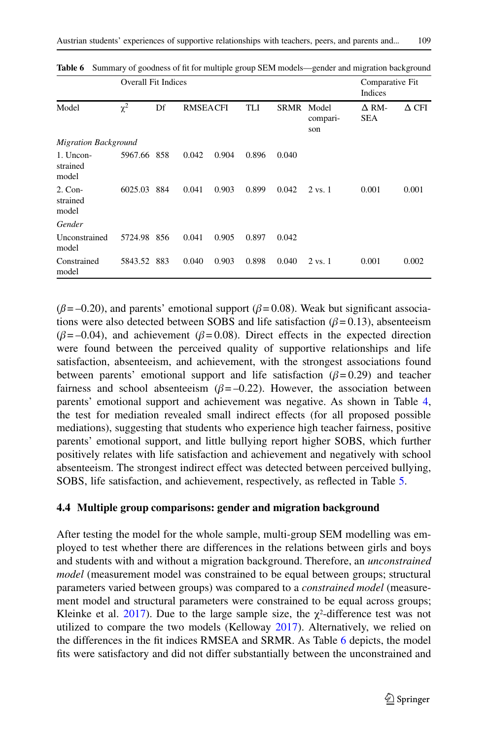**Table 6** Summary of goodness of fit for multiple group SEM models—gender and migration background

| | Overall Fit Indices | | | | | | | Comparative Fit Indices | |
|---|---|---|---|---|---|---|---|---|---|
| Model | $\chi^2$ | Df | RMSEA | CFI | TLI | SRMR | Model comparison | Δ RMSEA | Δ CFI |
| *Migration Background* | | | | | | | | | |
| 1. Unconstrained model | 5967.66 | 858 | 0.042 | 0.904 | 0.896 | 0.040 | | | |
| 2. Constrained model | 6025.03 | 884 | 0.041 | 0.903 | 0.899 | 0.042 | 2 vs. 1 | 0.001 | 0.001 |
| *Gender* | | | | | | | | | |
| Unconstrained model | 5724.98 | 856 | 0.041 | 0.905 | 0.897 | 0.042 | | | |
| Constrained model | 5843.52 | 883 | 0.040 | 0.903 | 0.898 | 0.040 | 2 vs. 1 | 0.001 | 0.002 |

($\beta$=–0.20), and parents' emotional support ($\beta$=0.08). Weak but significant associations were also detected between SOBS and life satisfaction ($\beta$=0.13), absenteeism ($\beta$=–0.04), and achievement ($\beta$=0.08). Direct effects in the expected direction were found between the perceived quality of supportive relationships and life satisfaction, absenteeism, and achievement, with the strongest associations found between parents' emotional support and life satisfaction ($\beta$=0.29) and teacher fairness and school absenteeism ($\beta$=–0.22). However, the association between parents' emotional support and achievement was negative. As shown in Table 4, the test for mediation revealed small indirect effects (for all proposed possible mediations), suggesting that students who experience high teacher fairness, positive parents' emotional support, and little bullying report higher SOBS, which further positively relates with life satisfaction and achievement and negatively with school absenteeism. The strongest indirect effect was detected between perceived bullying, SOBS, life satisfaction, and achievement, respectively, as reflected in Table 5.

### 4.4 Multiple group comparisons: gender and migration background

After testing the model for the whole sample, multi-group SEM modelling was employed to test whether there are differences in the relations between girls and boys and students with and without a migration background. Therefore, an *unconstrained model* (measurement model was constrained to be equal between groups; structural parameters varied between groups) was compared to a *constrained model* (measurement model and structural parameters were constrained to be equal across groups; Kleinke et al. 2017). Due to the large sample size, the $\chi^2$-difference test was not utilized to compare the two models (Kelloway 2017). Alternatively, we relied on the differences in the fit indices RMSEA and SRMR. As Table 6 depicts, the model fits were satisfactory and did not differ substantially between the unconstrained and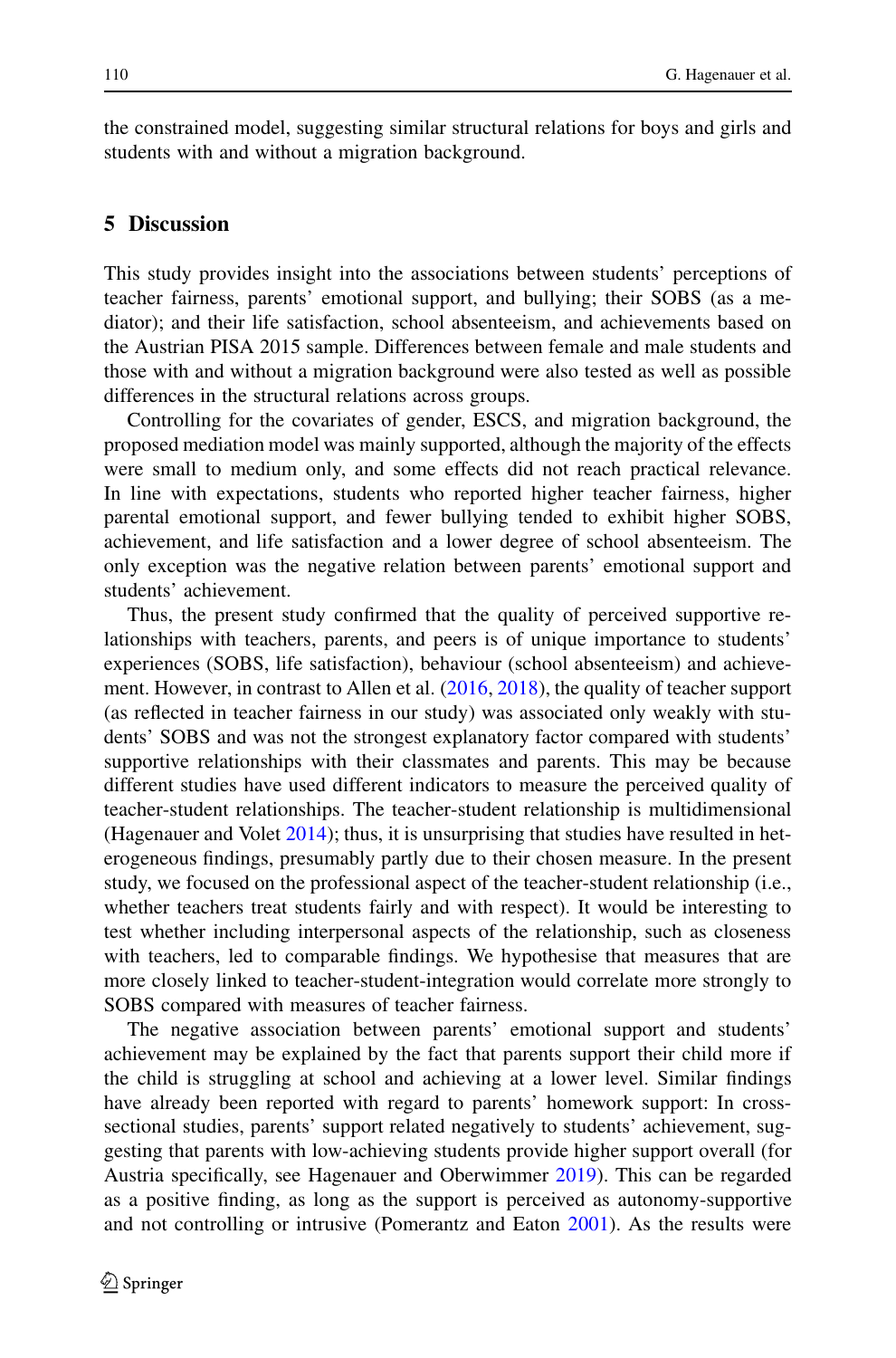the constrained model, suggesting similar structural relations for boys and girls and students with and without a migration background.

## 5 Discussion

This study provides insight into the associations between students' perceptions of teacher fairness, parents' emotional support, and bullying; their SOBS (as a mediator); and their life satisfaction, school absenteeism, and achievements based on the Austrian PISA 2015 sample. Differences between female and male students and those with and without a migration background were also tested as well as possible differences in the structural relations across groups.

Controlling for the covariates of gender, ESCS, and migration background, the proposed mediation model was mainly supported, although the majority of the effects were small to medium only, and some effects did not reach practical relevance. In line with expectations, students who reported higher teacher fairness, higher parental emotional support, and fewer bullying tended to exhibit higher SOBS, achievement, and life satisfaction and a lower degree of school absenteeism. The only exception was the negative relation between parents' emotional support and students' achievement.

Thus, the present study confirmed that the quality of perceived supportive relationships with teachers, parents, and peers is of unique importance to students' experiences (SOBS, life satisfaction), behaviour (school absenteeism) and achievement. However, in contrast to Allen et al. (2016, 2018), the quality of teacher support (as reflected in teacher fairness in our study) was associated only weakly with students' SOBS and was not the strongest explanatory factor compared with students' supportive relationships with their classmates and parents. This may be because different studies have used different indicators to measure the perceived quality of teacher-student relationships. The teacher-student relationship is multidimensional (Hagenauer and Volet 2014); thus, it is unsurprising that studies have resulted in heterogeneous findings, presumably partly due to their chosen measure. In the present study, we focused on the professional aspect of the teacher-student relationship (i.e., whether teachers treat students fairly and with respect). It would be interesting to test whether including interpersonal aspects of the relationship, such as closeness with teachers, led to comparable findings. We hypothesise that measures that are more closely linked to teacher-student-integration would correlate more strongly to SOBS compared with measures of teacher fairness.

The negative association between parents' emotional support and students' achievement may be explained by the fact that parents support their child more if the child is struggling at school and achieving at a lower level. Similar findings have already been reported with regard to parents' homework support: In cross-sectional studies, parents' support related negatively to students' achievement, suggesting that parents with low-achieving students provide higher support overall (for Austria specifically, see Hagenauer and Oberwimmer 2019). This can be regarded as a positive finding, as long as the support is perceived as autonomy-supportive and not controlling or intrusive (Pomerantz and Eaton 2001). As the results were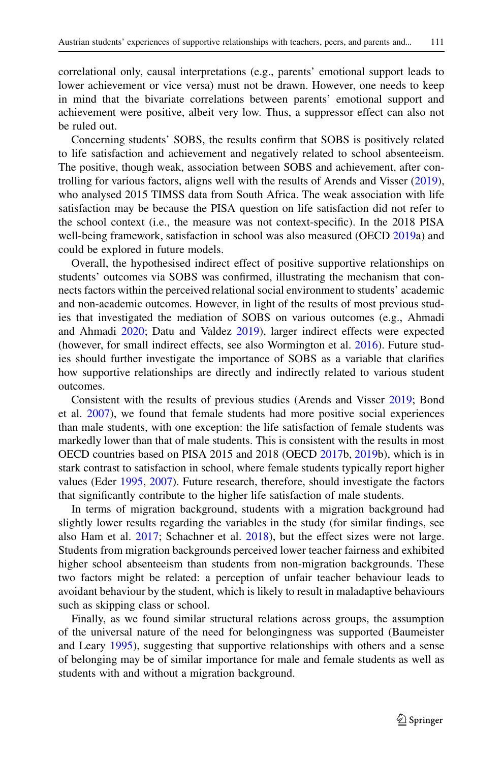correlational only, causal interpretations (e.g., parents' emotional support leads to lower achievement or vice versa) must not be drawn. However, one needs to keep in mind that the bivariate correlations between parents' emotional support and achievement were positive, albeit very low. Thus, a suppressor effect can also not be ruled out.

Concerning students' SOBS, the results confirm that SOBS is positively related to life satisfaction and achievement and negatively related to school absenteeism. The positive, though weak, association between SOBS and achievement, after controlling for various factors, aligns well with the results of Arends and Visser (2019), who analysed 2015 TIMSS data from South Africa. The weak association with life satisfaction may be because the PISA question on life satisfaction did not refer to the school context (i.e., the measure was not context-specific). In the 2018 PISA well-being framework, satisfaction in school was also measured (OECD 2019a) and could be explored in future models.

Overall, the hypothesised indirect effect of positive supportive relationships on students' outcomes via SOBS was confirmed, illustrating the mechanism that connects factors within the perceived relational social environment to students' academic and non-academic outcomes. However, in light of the results of most previous studies that investigated the mediation of SOBS on various outcomes (e.g., Ahmadi and Ahmadi 2020; Datu and Valdez 2019), larger indirect effects were expected (however, for small indirect effects, see also Wormington et al. 2016). Future studies should further investigate the importance of SOBS as a variable that clarifies how supportive relationships are directly and indirectly related to various student outcomes.

Consistent with the results of previous studies (Arends and Visser 2019; Bond et al. 2007), we found that female students had more positive social experiences than male students, with one exception: the life satisfaction of female students was markedly lower than that of male students. This is consistent with the results in most OECD countries based on PISA 2015 and 2018 (OECD 2017b, 2019b), which is in stark contrast to satisfaction in school, where female students typically report higher values (Eder 1995, 2007). Future research, therefore, should investigate the factors that significantly contribute to the higher life satisfaction of male students.

In terms of migration background, students with a migration background had slightly lower results regarding the variables in the study (for similar findings, see also Ham et al. 2017; Schachner et al. 2018), but the effect sizes were not large. Students from migration backgrounds perceived lower teacher fairness and exhibited higher school absenteeism than students from non-migration backgrounds. These two factors might be related: a perception of unfair teacher behaviour leads to avoidant behaviour by the student, which is likely to result in maladaptive behaviours such as skipping class or school.

Finally, as we found similar structural relations across groups, the assumption of the universal nature of the need for belongingness was supported (Baumeister and Leary 1995), suggesting that supportive relationships with others and a sense of belonging may be of similar importance for male and female students as well as students with and without a migration background.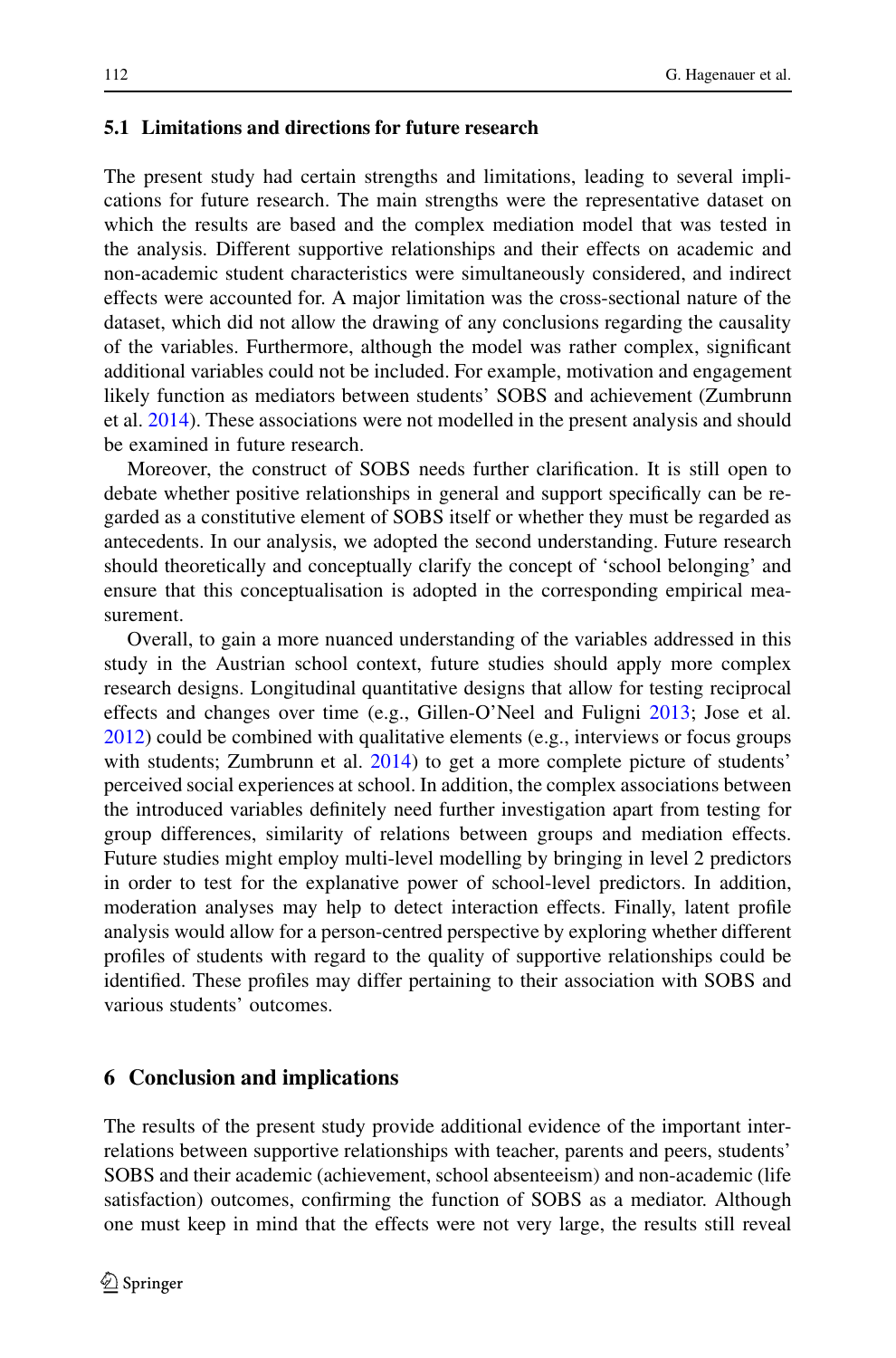### 5.1 Limitations and directions for future research

The present study had certain strengths and limitations, leading to several implications for future research. The main strengths were the representative dataset on which the results are based and the complex mediation model that was tested in the analysis. Different supportive relationships and their effects on academic and non-academic student characteristics were simultaneously considered, and indirect effects were accounted for. A major limitation was the cross-sectional nature of the dataset, which did not allow the drawing of any conclusions regarding the causality of the variables. Furthermore, although the model was rather complex, significant additional variables could not be included. For example, motivation and engagement likely function as mediators between students' SOBS and achievement (Zumbrunn et al. 2014). These associations were not modelled in the present analysis and should be examined in future research.

Moreover, the construct of SOBS needs further clarification. It is still open to debate whether positive relationships in general and support specifically can be regarded as a constitutive element of SOBS itself or whether they must be regarded as antecedents. In our analysis, we adopted the second understanding. Future research should theoretically and conceptually clarify the concept of 'school belonging' and ensure that this conceptualisation is adopted in the corresponding empirical measurement.

Overall, to gain a more nuanced understanding of the variables addressed in this study in the Austrian school context, future studies should apply more complex research designs. Longitudinal quantitative designs that allow for testing reciprocal effects and changes over time (e.g., Gillen-O'Neel and Fuligni 2013; Jose et al. 2012) could be combined with qualitative elements (e.g., interviews or focus groups with students; Zumbrunn et al. 2014) to get a more complete picture of students' perceived social experiences at school. In addition, the complex associations between the introduced variables definitely need further investigation apart from testing for group differences, similarity of relations between groups and mediation effects. Future studies might employ multi-level modelling by bringing in level 2 predictors in order to test for the explanative power of school-level predictors. In addition, moderation analyses may help to detect interaction effects. Finally, latent profile analysis would allow for a person-centred perspective by exploring whether different profiles of students with regard to the quality of supportive relationships could be identified. These profiles may differ pertaining to their association with SOBS and various students' outcomes.

## 6 Conclusion and implications

The results of the present study provide additional evidence of the important interrelations between supportive relationships with teacher, parents and peers, students' SOBS and their academic (achievement, school absenteeism) and non-academic (life satisfaction) outcomes, confirming the function of SOBS as a mediator. Although one must keep in mind that the effects were not very large, the results still reveal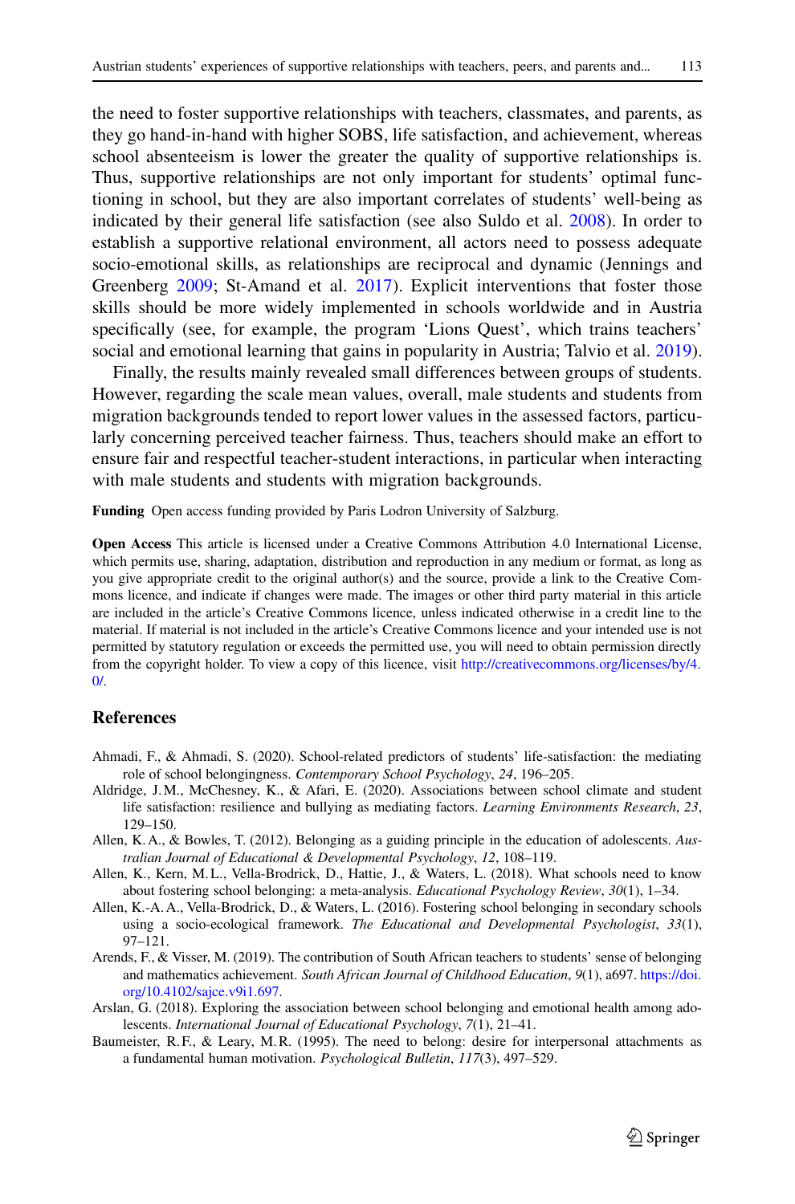the need to foster supportive relationships with teachers, classmates, and parents, as they go hand-in-hand with higher SOBS, life satisfaction, and achievement, whereas school absenteeism is lower the greater the quality of supportive relationships is. Thus, supportive relationships are not only important for students' optimal functioning in school, but they are also important correlates of students' well-being as indicated by their general life satisfaction (see also Suldo et al. 2008). In order to establish a supportive relational environment, all actors need to possess adequate socio-emotional skills, as relationships are reciprocal and dynamic (Jennings and Greenberg 2009; St-Amand et al. 2017). Explicit interventions that foster those skills should be more widely implemented in schools worldwide and in Austria specifically (see, for example, the program 'Lions Quest', which trains teachers' social and emotional learning that gains in popularity in Austria; Talvio et al. 2019).

Finally, the results mainly revealed small differences between groups of students. However, regarding the scale mean values, overall, male students and students from migration backgrounds tended to report lower values in the assessed factors, particularly concerning perceived teacher fairness. Thus, teachers should make an effort to ensure fair and respectful teacher-student interactions, in particular when interacting with male students and students with migration backgrounds.

**Funding** Open access funding provided by Paris Lodron University of Salzburg.

**Open Access** This article is licensed under a Creative Commons Attribution 4.0 International License, which permits use, sharing, adaptation, distribution and reproduction in any medium or format, as long as you give appropriate credit to the original author(s) and the source, provide a link to the Creative Commons licence, and indicate if changes were made. The images or other third party material in this article are included in the article's Creative Commons licence, unless indicated otherwise in a credit line to the material. If material is not included in the article's Creative Commons licence and your intended use is not permitted by statutory regulation or exceeds the permitted use, you will need to obtain permission directly from the copyright holder. To view a copy of this licence, visit http://creativecommons.org/licenses/by/4.0/.

## References

Ahmadi, F., & Ahmadi, S. (2020). School-related predictors of students' life-satisfaction: the mediating role of school belongingness. *Contemporary School Psychology*, *24*, 196–205.

Aldridge, J.M., McChesney, K., & Afari, E. (2020). Associations between school climate and student life satisfaction: resilience and bullying as mediating factors. *Learning Environments Research*, *23*, 129–150.

Allen, K.A., & Bowles, T. (2012). Belonging as a guiding principle in the education of adolescents. *Australian Journal of Educational & Developmental Psychology*, *12*, 108–119.

Allen, K., Kern, M.L., Vella-Brodrick, D., Hattie, J., & Waters, L. (2018). What schools need to know about fostering school belonging: a meta-analysis. *Educational Psychology Review*, *30*(1), 1–34.

Allen, K.-A. A., Vella-Brodrick, D., & Waters, L. (2016). Fostering school belonging in secondary schools using a socio-ecological framework. *The Educational and Developmental Psychologist*, *33*(1), 97–121.

Arends, F., & Visser, M. (2019). The contribution of South African teachers to students' sense of belonging and mathematics achievement. *South African Journal of Childhood Education*, *9*(1), a697. https://doi.org/10.4102/sajce.v9i1.697.

Arslan, G. (2018). Exploring the association between school belonging and emotional health among adolescents. *International Journal of Educational Psychology*, *7*(1), 21–41.

Baumeister, R.F., & Leary, M.R. (1995). The need to belong: desire for interpersonal attachments as a fundamental human motivation. *Psychological Bulletin*, *117*(3), 497–529.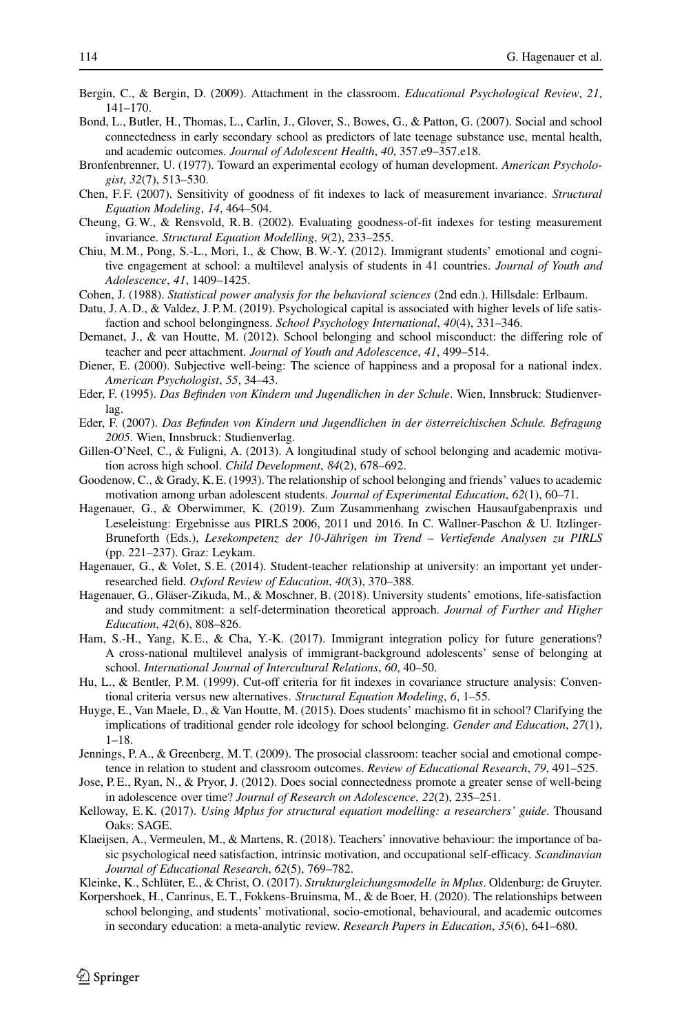Bergin, C., & Bergin, D. (2009). Attachment in the classroom. *Educational Psychological Review*, *21*, 141–170.

Bond, L., Butler, H., Thomas, L., Carlin, J., Glover, S., Bowes, G., & Patton, G. (2007). Social and school connectedness in early secondary school as predictors of late teenage substance use, mental health, and academic outcomes. *Journal of Adolescent Health*, *40*, 357.e9–357.e18.

Bronfenbrenner, U. (1977). Toward an experimental ecology of human development. *American Psychologist*, *32*(7), 513–530.

Chen, F.F. (2007). Sensitivity of goodness of fit indexes to lack of measurement invariance. *Structural Equation Modeling*, *14*, 464–504.

Cheung, G.W., & Rensvold, R.B. (2002). Evaluating goodness-of-fit indexes for testing measurement invariance. *Structural Equation Modelling*, *9*(2), 233–255.

Chiu, M.M., Pong, S.-L., Mori, I., & Chow, B.W.-Y. (2012). Immigrant students' emotional and cognitive engagement at school: a multilevel analysis of students in 41 countries. *Journal of Youth and Adolescence*, *41*, 1409–1425.

Cohen, J. (1988). *Statistical power analysis for the behavioral sciences* (2nd edn.). Hillsdale: Erlbaum.

Datu, J.A.D., & Valdez, J.P.M. (2019). Psychological capital is associated with higher levels of life satisfaction and school belongingness. *School Psychology International*, *40*(4), 331–346.

Demanet, J., & van Houtte, M. (2012). School belonging and school misconduct: the differing role of teacher and peer attachment. *Journal of Youth and Adolescence*, *41*, 499–514.

Diener, E. (2000). Subjective well-being: The science of happiness and a proposal for a national index. *American Psychologist*, *55*, 34–43.

Eder, F. (1995). *Das Befinden von Kindern und Jugendlichen in der Schule*. Wien, Innsbruck: Studienverlag.

Eder, F. (2007). *Das Befinden von Kindern und Jugendlichen in der österreichischen Schule. Befragung 2005*. Wien, Innsbruck: Studienverlag.

Gillen-O'Neel, C., & Fuligni, A. (2013). A longitudinal study of school belonging and academic motivation across high school. *Child Development*, *84*(2), 678–692.

Goodenow, C., & Grady, K.E. (1993). The relationship of school belonging and friends' values to academic motivation among urban adolescent students. *Journal of Experimental Education*, *62*(1), 60–71.

Hagenauer, G., & Oberwimmer, K. (2019). Zum Zusammenhang zwischen Hausaufgabenpraxis und Leseleistung: Ergebnisse aus PIRLS 2006, 2011 und 2016. In C. Wallner-Paschon & U. Itzlinger-Bruneforth (Eds.), *Lesekompetenz der 10-Jährigen im Trend – Vertiefende Analysen zu PIRLS* (pp. 221–237). Graz: Leykam.

Hagenauer, G., & Volet, S.E. (2014). Student-teacher relationship at university: an important yet under-researched field. *Oxford Review of Education*, *40*(3), 370–388.

Hagenauer, G., Gläser-Zikuda, M., & Moschner, B. (2018). University students' emotions, life-satisfaction and study commitment: a self-determination theoretical approach. *Journal of Further and Higher Education*, *42*(6), 808–826.

Ham, S.-H., Yang, K.E., & Cha, Y.-K. (2017). Immigrant integration policy for future generations? A cross-national multilevel analysis of immigrant-background adolescents' sense of belonging at school. *International Journal of Intercultural Relations*, *60*, 40–50.

Hu, L., & Bentler, P.M. (1999). Cut-off criteria for fit indexes in covariance structure analysis: Conventional criteria versus new alternatives. *Structural Equation Modeling*, *6*, 1–55.

Huyge, E., Van Maele, D., & Van Houtte, M. (2015). Does students' machismo fit in school? Clarifying the implications of traditional gender role ideology for school belonging. *Gender and Education*, *27*(1), 1–18.

Jennings, P.A., & Greenberg, M.T. (2009). The prosocial classroom: teacher social and emotional competence in relation to student and classroom outcomes. *Review of Educational Research*, *79*, 491–525.

Jose, P.E., Ryan, N., & Pryor, J. (2012). Does social connectedness promote a greater sense of well-being in adolescence over time? *Journal of Research on Adolescence*, *22*(2), 235–251.

Kelloway, E.K. (2017). *Using Mplus for structural equation modelling: a researchers' guide*. Thousand Oaks: SAGE.

Klaeijsen, A., Vermeulen, M., & Martens, R. (2018). Teachers' innovative behaviour: the importance of basic psychological need satisfaction, intrinsic motivation, and occupational self-efficacy. *Scandinavian Journal of Educational Research*, *62*(5), 769–782.

Kleinke, K., Schlüter, E., & Christ, O. (2017). *Strukturgleichungsmodelle in Mplus*. Oldenburg: de Gruyter.

Korpershoek, H., Canrinus, E.T., Fokkens-Bruinsma, M., & de Boer, H. (2020). The relationships between school belonging, and students' motivational, socio-emotional, behavioural, and academic outcomes in secondary education: a meta-analytic review. *Research Papers in Education*, *35*(6), 641–680.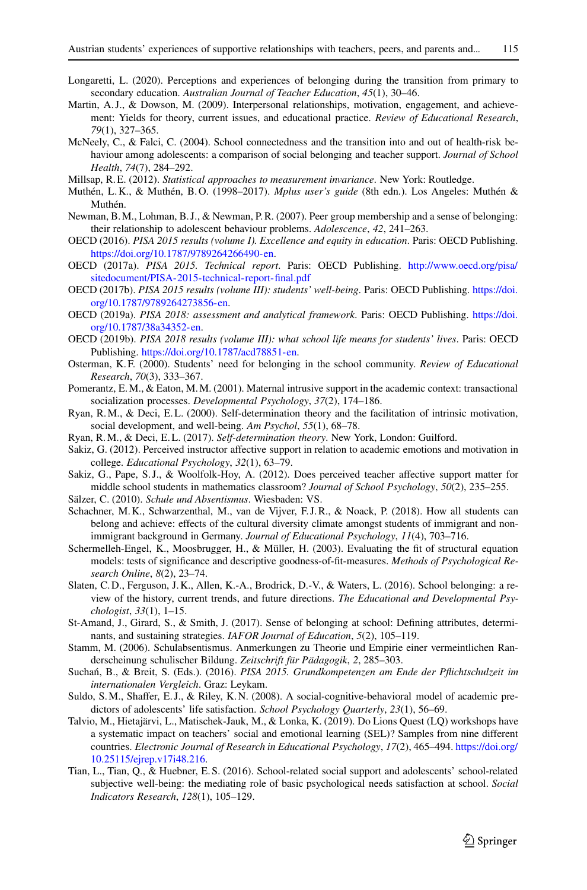Longaretti, L. (2020). Perceptions and experiences of belonging during the transition from primary to secondary education. *Australian Journal of Teacher Education*, *45*(1), 30–46.

Martin, A. J., & Dowson, M. (2009). Interpersonal relationships, motivation, engagement, and achievement: Yields for theory, current issues, and educational practice. *Review of Educational Research*, *79*(1), 327–365.

McNeely, C., & Falci, C. (2004). School connectedness and the transition into and out of health-risk behaviour among adolescents: a comparison of social belonging and teacher support. *Journal of School Health*, *74*(7), 284–292.

Millsap, R. E. (2012). *Statistical approaches to measurement invariance*. New York: Routledge.

Muthén, L. K., & Muthén, B. O. (1998–2017). *Mplus user's guide* (8th edn.). Los Angeles: Muthén & Muthén.

Newman, B. M., Lohman, B. J., & Newman, P. R. (2007). Peer group membership and a sense of belonging: their relationship to adolescent behaviour problems. *Adolescence*, *42*, 241–263.

OECD (2016). *PISA 2015 results (volume I). Excellence and equity in education*. Paris: OECD Publishing. https://doi.org/10.1787/9789264266490-en.

OECD (2017a). *PISA 2015. Technical report*. Paris: OECD Publishing. http://www.oecd.org/pisa/sitedocument/PISA-2015-technical-report-final.pdf

OECD (2017b). *PISA 2015 results (volume III): students' well-being*. Paris: OECD Publishing. https://doi.org/10.1787/9789264273856-en.

OECD (2019a). *PISA 2018: assessment and analytical framework*. Paris: OECD Publishing. https://doi.org/10.1787/38a34352-en.

OECD (2019b). *PISA 2018 results (volume III): what school life means for students' lives*. Paris: OECD Publishing. https://doi.org/10.1787/acd78851-en.

Osterman, K. F. (2000). Students' need for belonging in the school community. *Review of Educational Research*, *70*(3), 333–367.

Pomerantz, E. M., & Eaton, M. M. (2001). Maternal intrusive support in the academic context: transactional socialization processes. *Developmental Psychology*, *37*(2), 174–186.

Ryan, R. M., & Deci, E. L. (2000). Self-determination theory and the facilitation of intrinsic motivation, social development, and well-being. *Am Psychol*, *55*(1), 68–78.

Ryan, R. M., & Deci, E. L. (2017). *Self-determination theory*. New York, London: Guilford.

Sakiz, G. (2012). Perceived instructor affective support in relation to academic emotions and motivation in college. *Educational Psychology*, *32*(1), 63–79.

Sakiz, G., Pape, S. J., & Woolfolk-Hoy, A. (2012). Does perceived teacher affective support matter for middle school students in mathematics classroom? *Journal of School Psychology*, *50*(2), 235–255.

Sälzer, C. (2010). *Schule und Absentismus*. Wiesbaden: VS.

Schachner, M. K., Schwarzenthal, M., van de Vijver, F. J. R., & Noack, P. (2018). How all students can belong and achieve: effects of the cultural diversity climate amongst students of immigrant and non-immigrant background in Germany. *Journal of Educational Psychology*, *11*(4), 703–716.

Schermelleh-Engel, K., Moosbrugger, H., & Müller, H. (2003). Evaluating the fit of structural equation models: tests of significance and descriptive goodness-of-fit-measures. *Methods of Psychological Research Online*, *8*(2), 23–74.

Slaten, C. D., Ferguson, J. K., Allen, K.-A., Brodrick, D.-V., & Waters, L. (2016). School belonging: a review of the history, current trends, and future directions. *The Educational and Developmental Psychologist*, *33*(1), 1–15.

St-Amand, J., Girard, S., & Smith, J. (2017). Sense of belonging at school: Defining attributes, determinants, and sustaining strategies. *IAFOR Journal of Education*, *5*(2), 105–119.

Stamm, M. (2006). Schulabsentismus. Anmerkungen zu Theorie und Empirie einer vermeintlichen Randerscheinung schulischer Bildung. *Zeitschrift für Pädagogik*, *2*, 285–303.

Suchań, B., & Breit, S. (Eds.). (2016). *PISA 2015. Grundkompetenzen am Ende der Pflichtschulzeit im internationalen Vergleich*. Graz: Leykam.

Suldo, S. M., Shaffer, E. J., & Riley, K. N. (2008). A social-cognitive-behavioral model of academic predictors of adolescents' life satisfaction. *School Psychology Quarterly*, *23*(1), 56–69.

Talvio, M., Hietajärvi, L., Matischek-Jauk, M., & Lonka, K. (2019). Do Lions Quest (LQ) workshops have a systematic impact on teachers' social and emotional learning (SEL)? Samples from nine different countries. *Electronic Journal of Research in Educational Psychology*, *17*(2), 465–494. https://doi.org/10.25115/ejrep.v17i48.216.

Tian, L., Tian, Q., & Huebner, E. S. (2016). School-related social support and adolescents' school-related subjective well-being: the mediating role of basic psychological needs satisfaction at school. *Social Indicators Research*, *128*(1), 105–129.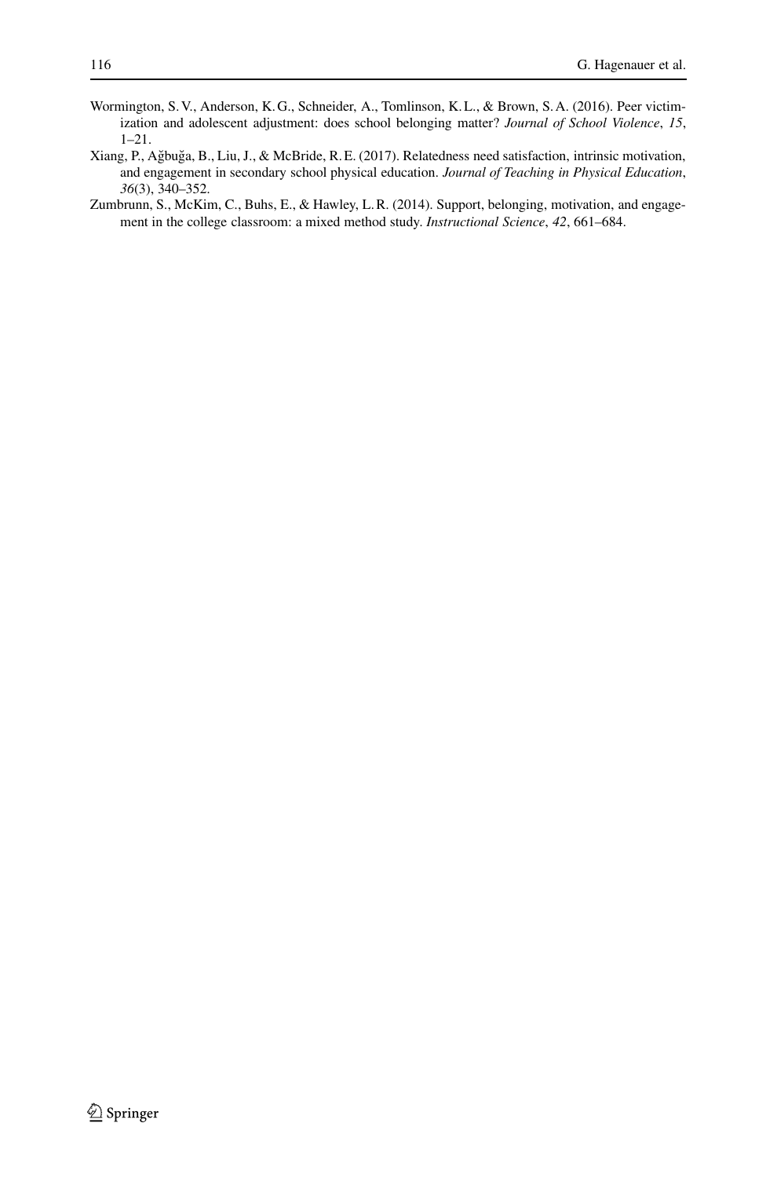Wormington, S. V., Anderson, K. G., Schneider, A., Tomlinson, K. L., & Brown, S. A. (2016). Peer victimization and adolescent adjustment: does school belonging matter? *Journal of School Violence*, *15*, 1–21.

Xiang, P., Ağbuğa, B., Liu, J., & McBride, R. E. (2017). Relatedness need satisfaction, intrinsic motivation, and engagement in secondary school physical education. *Journal of Teaching in Physical Education*, *36*(3), 340–352.

Zumbrunn, S., McKim, C., Buhs, E., & Hawley, L. R. (2014). Support, belonging, motivation, and engagement in the college classroom: a mixed method study. *Instructional Science*, *42*, 661–684.